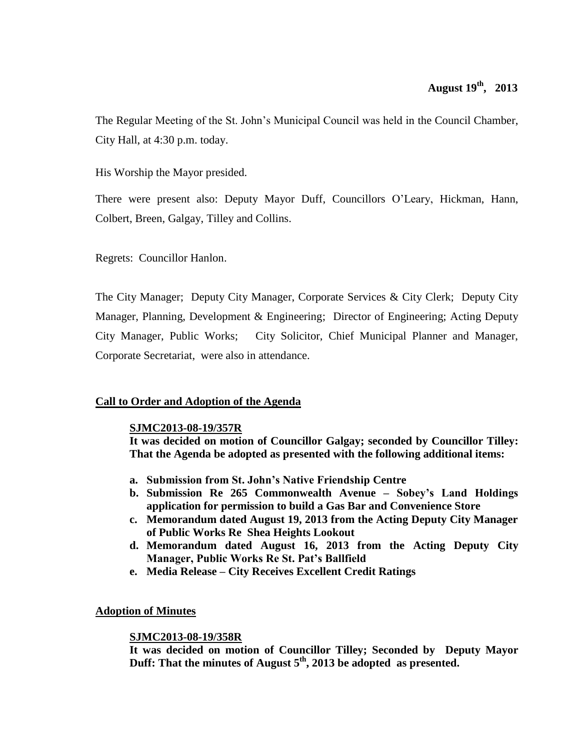**August 19th, 2013**

The Regular Meeting of the St. John's Municipal Council was held in the Council Chamber, City Hall, at 4:30 p.m. today.

His Worship the Mayor presided.

There were present also: Deputy Mayor Duff, Councillors O'Leary, Hickman, Hann, Colbert, Breen, Galgay, Tilley and Collins.

Regrets: Councillor Hanlon.

The City Manager; Deputy City Manager, Corporate Services & City Clerk; Deputy City Manager, Planning, Development & Engineering; Director of Engineering; Acting Deputy City Manager, Public Works; City Solicitor, Chief Municipal Planner and Manager, Corporate Secretariat, were also in attendance.

## Call to Order and Adoption of the Agenda

**SJMC2013-08-19/357R**

**It was decided on motion of Councillor Galgay; seconded by Councillor Tilley: That the Agenda be adopted as presented with the following additional items:**

- **a. Submission from St. John's Native Friendship Centre**
- **b. Submission Re 265 Commonwealth Avenue – Sobey's Land Holdings application for permission to build a Gas Bar and Convenience Store**
- **c. Memorandum dated August 19, 2013 from the Acting Deputy City Manager of Public Works Re Shea Heights Lookout**
- **d. Memorandum dated August 16, 2013 from the Acting Deputy City Manager, Public Works Re St. Pat's Ballfield**
- **e. Media Release – City Receives Excellent Credit Ratings**

## Adoption of Minutes

**SJMC2013-08-19/358R**

**It was decided on motion of Councillor Tilley; Seconded by Deputy Mayor Duff: That the minutes of August 5th, 2013 be adopted as presented.**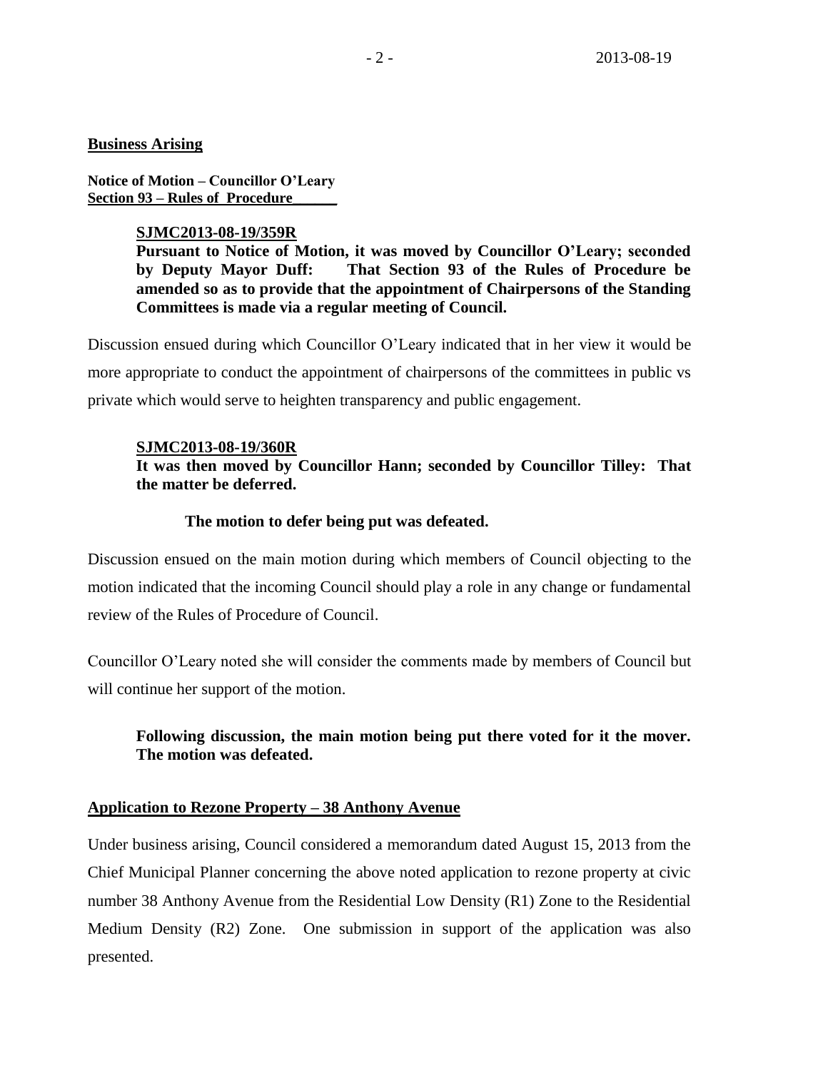## Business Arising

**Notice of Motion – Councillor O'Leary**
**Section 93 – Rules of Procedure**

> **SJMC2013-08-19/359R**
> **Pursuant to Notice of Motion, it was moved by Councillor O'Leary; seconded by Deputy Mayor Duff: That Section 93 of the Rules of Procedure be amended so as to provide that the appointment of Chairpersons of the Standing Committees is made via a regular meeting of Council.**

Discussion ensued during which Councillor O'Leary indicated that in her view it would be more appropriate to conduct the appointment of chairpersons of the committees in public vs private which would serve to heighten transparency and public engagement.

> **SJMC2013-08-19/360R**
> **It was then moved by Councillor Hann; seconded by Councillor Tilley: That the matter be deferred.**
>
> **The motion to defer being put was defeated.**

Discussion ensued on the main motion during which members of Council objecting to the motion indicated that the incoming Council should play a role in any change or fundamental review of the Rules of Procedure of Council.

Councillor O'Leary noted she will consider the comments made by members of Council but will continue her support of the motion.

> **Following discussion, the main motion being put there voted for it the mover. The motion was defeated.**

## Application to Rezone Property – 38 Anthony Avenue

Under business arising, Council considered a memorandum dated August 15, 2013 from the Chief Municipal Planner concerning the above noted application to rezone property at civic number 38 Anthony Avenue from the Residential Low Density (R1) Zone to the Residential Medium Density (R2) Zone. One submission in support of the application was also presented.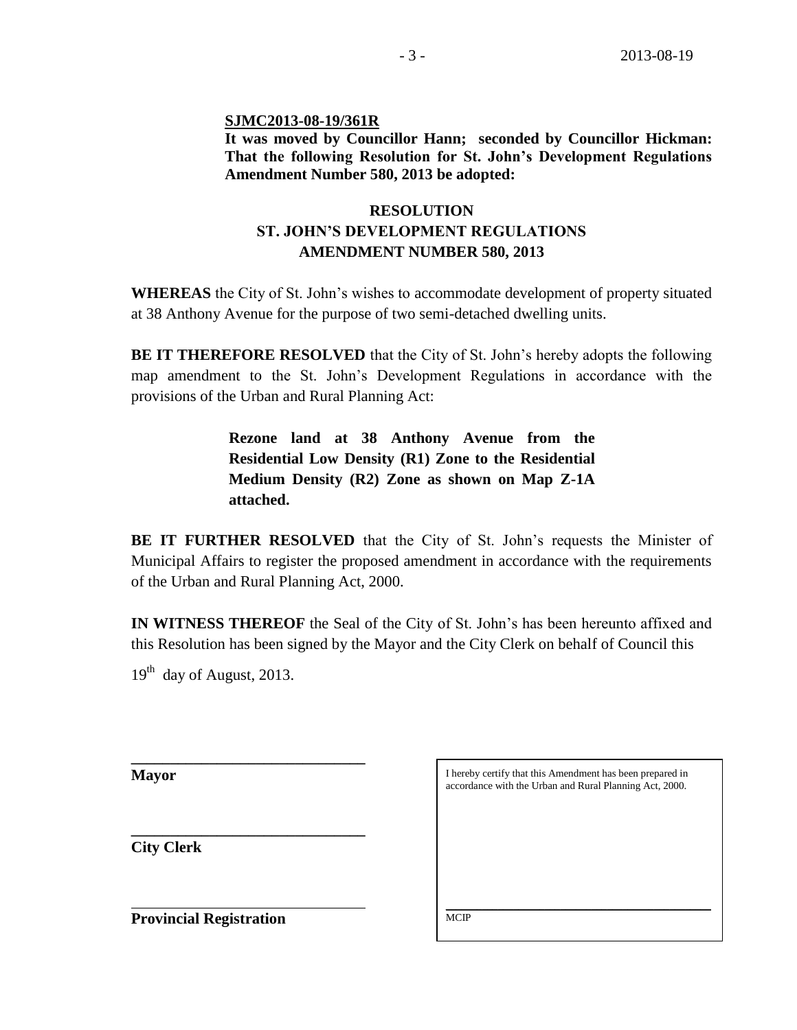**SJMC2013-08-19/361R**

**It was moved by Councillor Hann; seconded by Councillor Hickman: That the following Resolution for St. John's Development Regulations Amendment Number 580, 2013 be adopted:**

**RESOLUTION**
**ST. JOHN'S DEVELOPMENT REGULATIONS**
**AMENDMENT NUMBER 580, 2013**

**WHEREAS** the City of St. John's wishes to accommodate development of property situated at 38 Anthony Avenue for the purpose of two semi-detached dwelling units.

**BE IT THEREFORE RESOLVED** that the City of St. John's hereby adopts the following map amendment to the St. John's Development Regulations in accordance with the provisions of the Urban and Rural Planning Act:

> **Rezone land at 38 Anthony Avenue from the Residential Low Density (R1) Zone to the Residential Medium Density (R2) Zone as shown on Map Z-1A attached.**

**BE IT FURTHER RESOLVED** that the City of St. John's requests the Minister of Municipal Affairs to register the proposed amendment in accordance with the requirements of the Urban and Rural Planning Act, 2000.

**IN WITNESS THEREOF** the Seal of the City of St. John's has been hereunto affixed and this Resolution has been signed by the Mayor and the City Clerk on behalf of Council this 19th day of August, 2013.

______________________________
**Mayor**

______________________________
**City Clerk**

______________________________
**Provincial Registration**

I hereby certify that this Amendment has been prepared in accordance with the Urban and Rural Planning Act, 2000.

______________________________
MCIP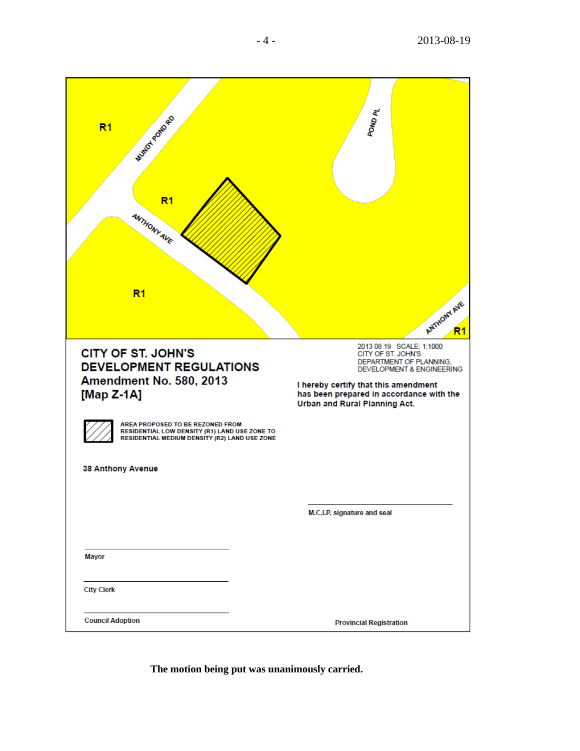R1

MUNDY POND RD

POND PL

R1

ANTHONY AVE

R1

ANTHONY AVE

R1

**CITY OF ST. JOHN'S**
**DEVELOPMENT REGULATIONS**
**Amendment No. 580, 2013**
**[Map Z-1A]**

2013 08 19 SCALE: 1:1000
CITY OF ST. JOHN'S
DEPARTMENT OF PLANNING,
DEVELOPMENT & ENGINEERING

**I hereby certify that this amendment has been prepared in accordance with the Urban and Rural Planning Act.**

**AREA PROPOSED TO BE REZONED FROM RESIDENTIAL LOW DENSITY (R1) LAND USE ZONE TO RESIDENTIAL MEDIUM DENSITY (R2) LAND USE ZONE**

**38 Anthony Avenue**

M.C.I.P. signature and seal

Mayor

City Clerk

Council Adoption

Provincial Registration

**The motion being put was unanimously carried.**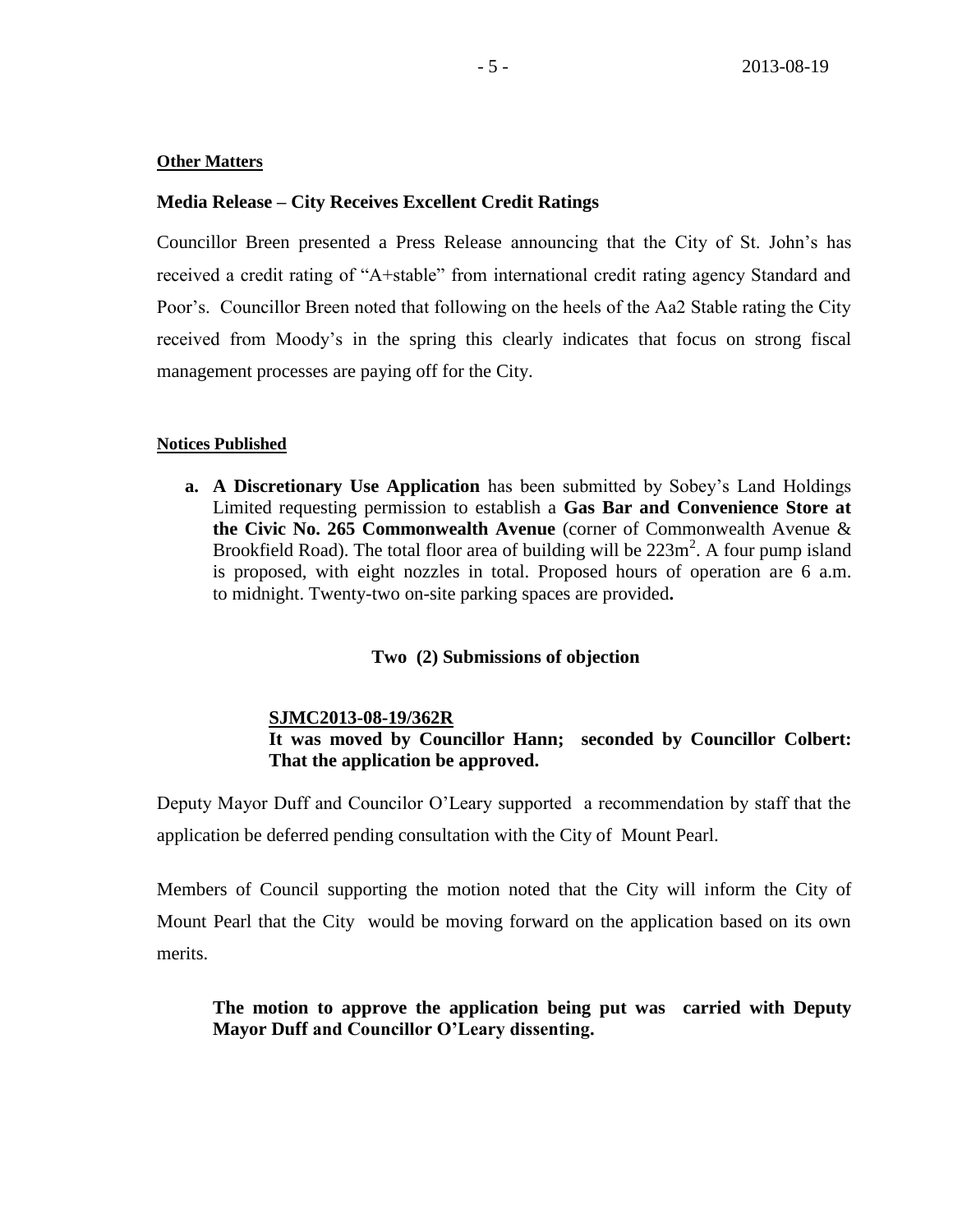**Other Matters**

**Media Release – City Receives Excellent Credit Ratings**

Councillor Breen presented a Press Release announcing that the City of St. John's has received a credit rating of "A+stable" from international credit rating agency Standard and Poor's. Councillor Breen noted that following on the heels of the Aa2 Stable rating the City received from Moody's in the spring this clearly indicates that focus on strong fiscal management processes are paying off for the City.

**Notices Published**

**a. A Discretionary Use Application** has been submitted by Sobey's Land Holdings Limited requesting permission to establish a **Gas Bar and Convenience Store at the Civic No. 265 Commonwealth Avenue** (corner of Commonwealth Avenue & Brookfield Road). The total floor area of building will be 223m$^2$. A four pump island is proposed, with eight nozzles in total. Proposed hours of operation are 6 a.m. to midnight. Twenty-two on-site parking spaces are provided**.**

**Two (2) Submissions of objection**

**SJMC2013-08-19/362R**
**It was moved by Councillor Hann; seconded by Councillor Colbert: That the application be approved.**

Deputy Mayor Duff and Councilor O'Leary supported a recommendation by staff that the application be deferred pending consultation with the City of Mount Pearl.

Members of Council supporting the motion noted that the City will inform the City of Mount Pearl that the City would be moving forward on the application based on its own merits.

**The motion to approve the application being put was carried with Deputy Mayor Duff and Councillor O'Leary dissenting.**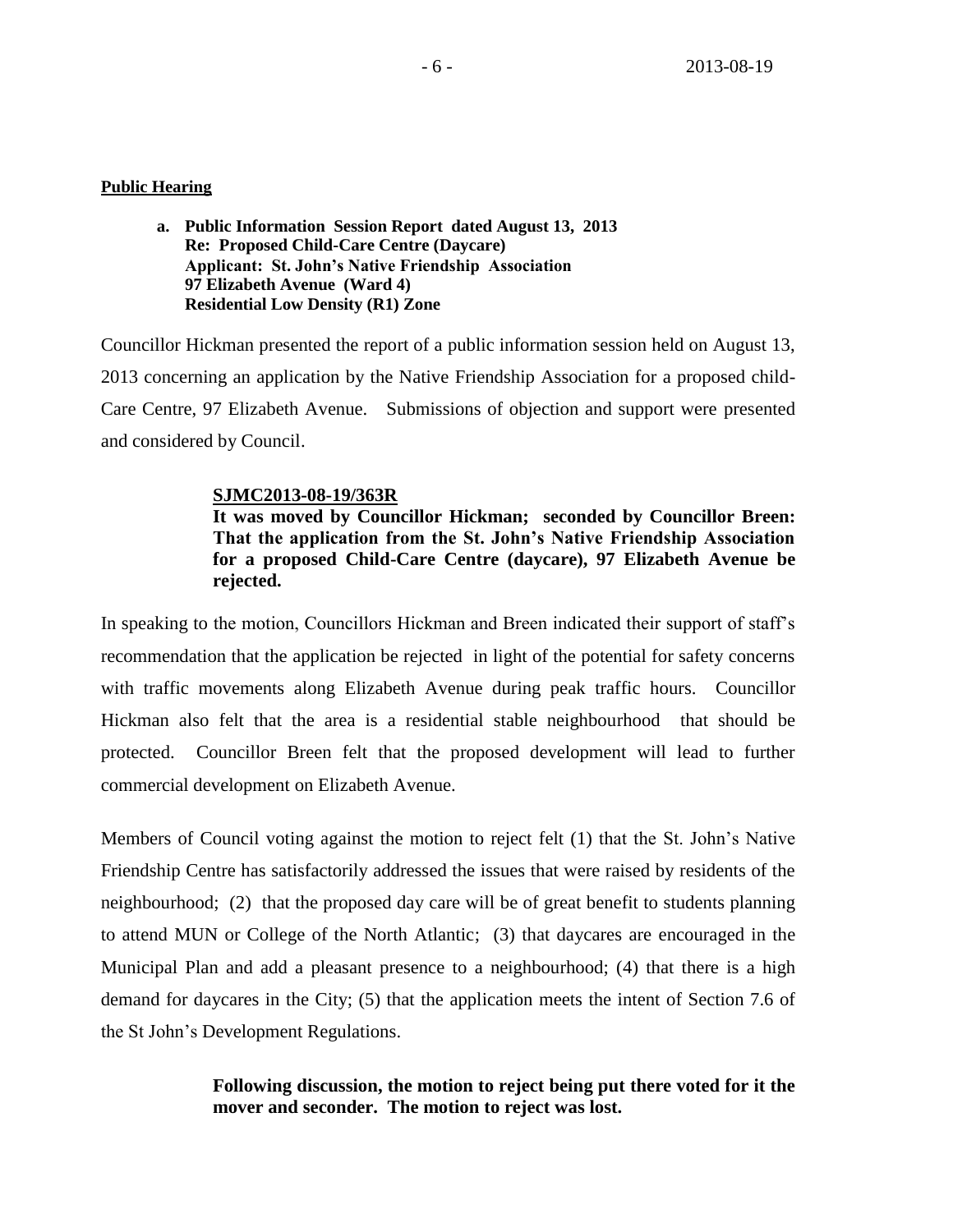**Public Hearing**

**a. Public Information Session Report dated August 13, 2013**
**Re: Proposed Child-Care Centre (Daycare)**
**Applicant: St. John's Native Friendship Association**
**97 Elizabeth Avenue (Ward 4)**
**Residential Low Density (R1) Zone**

Councillor Hickman presented the report of a public information session held on August 13, 2013 concerning an application by the Native Friendship Association for a proposed child-Care Centre, 97 Elizabeth Avenue. Submissions of objection and support were presented and considered by Council.

**SJMC2013-08-19/363R**
**It was moved by Councillor Hickman; seconded by Councillor Breen: That the application from the St. John's Native Friendship Association for a proposed Child-Care Centre (daycare), 97 Elizabeth Avenue be rejected.**

In speaking to the motion, Councillors Hickman and Breen indicated their support of staff's recommendation that the application be rejected in light of the potential for safety concerns with traffic movements along Elizabeth Avenue during peak traffic hours. Councillor Hickman also felt that the area is a residential stable neighbourhood that should be protected. Councillor Breen felt that the proposed development will lead to further commercial development on Elizabeth Avenue.

Members of Council voting against the motion to reject felt (1) that the St. John's Native Friendship Centre has satisfactorily addressed the issues that were raised by residents of the neighbourhood; (2) that the proposed day care will be of great benefit to students planning to attend MUN or College of the North Atlantic; (3) that daycares are encouraged in the Municipal Plan and add a pleasant presence to a neighbourhood; (4) that there is a high demand for daycares in the City; (5) that the application meets the intent of Section 7.6 of the St John's Development Regulations.

**Following discussion, the motion to reject being put there voted for it the mover and seconder. The motion to reject was lost.**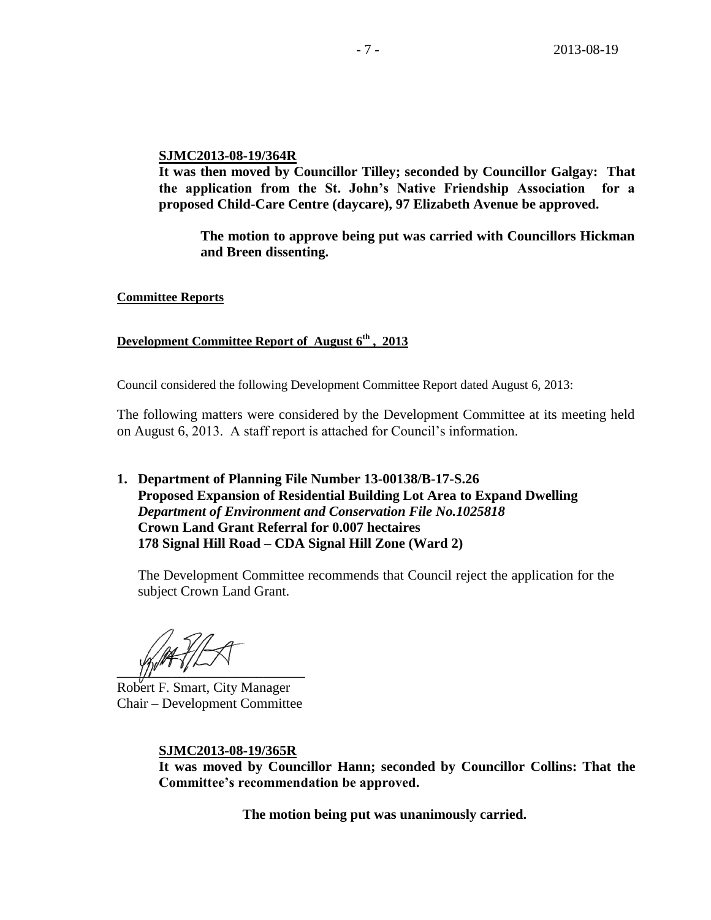**SJMC2013-08-19/364R**
**It was then moved by Councillor Tilley; seconded by Councillor Galgay: That the application from the St. John's Native Friendship Association for a proposed Child-Care Centre (daycare), 97 Elizabeth Avenue be approved.**

**The motion to approve being put was carried with Councillors Hickman and Breen dissenting.**

**Committee Reports**

**Development Committee Report of August 6th, 2013**

Council considered the following Development Committee Report dated August 6, 2013:

The following matters were considered by the Development Committee at its meeting held on August 6, 2013. A staff report is attached for Council's information.

1. **Department of Planning File Number 13-00138/B-17-S.26**
   **Proposed Expansion of Residential Building Lot Area to Expand Dwelling**
   ***Department of Environment and Conservation File No.1025818***
   **Crown Land Grant Referral for 0.007 hectaires**
   **178 Signal Hill Road – CDA Signal Hill Zone (Ward 2)**

   The Development Committee recommends that Council reject the application for the subject Crown Land Grant.

Robert F. Smart, City Manager
Chair – Development Committee

**SJMC2013-08-19/365R**
**It was moved by Councillor Hann; seconded by Councillor Collins: That the Committee's recommendation be approved.**

**The motion being put was unanimously carried.**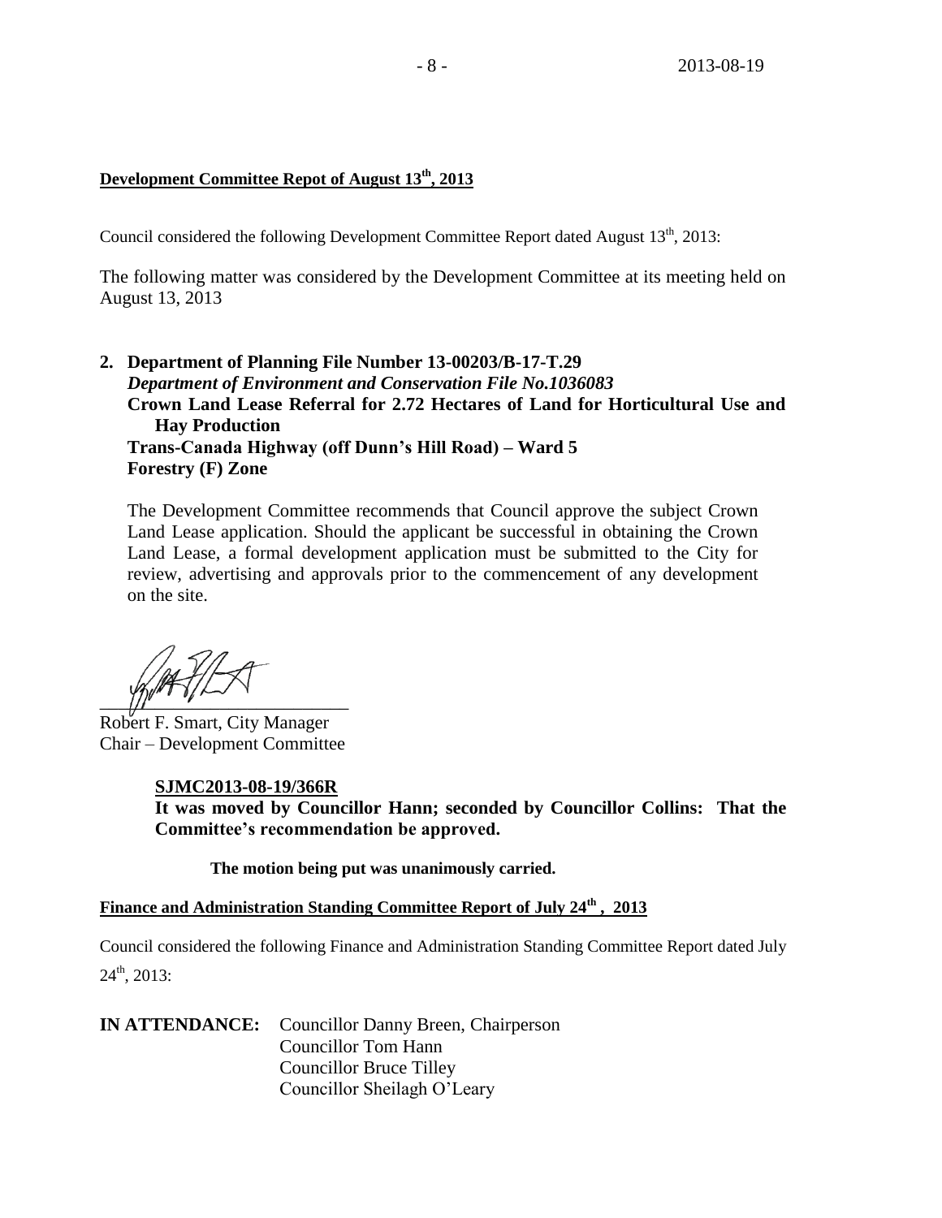**Development Committee Repot of August 13th, 2013**

Council considered the following Development Committee Report dated August 13th, 2013:

The following matter was considered by the Development Committee at its meeting held on August 13, 2013

**2. Department of Planning File Number 13-00203/B-17-T.29**
***Department of Environment and Conservation File No.1036083***
**Crown Land Lease Referral for 2.72 Hectares of Land for Horticultural Use and Hay Production**
**Trans-Canada Highway (off Dunn's Hill Road) – Ward 5**
**Forestry (F) Zone**

The Development Committee recommends that Council approve the subject Crown Land Lease application. Should the applicant be successful in obtaining the Crown Land Lease, a formal development application must be submitted to the City for review, advertising and approvals prior to the commencement of any development on the site.

Robert F. Smart, City Manager
Chair – Development Committee

**SJMC2013-08-19/366R**
**It was moved by Councillor Hann; seconded by Councillor Collins: That the Committee's recommendation be approved.**

**The motion being put was unanimously carried.**

**Finance and Administration Standing Committee Report of July 24th , 2013**

Council considered the following Finance and Administration Standing Committee Report dated July 24th, 2013:

**IN ATTENDANCE:** Councillor Danny Breen, Chairperson
Councillor Tom Hann
Councillor Bruce Tilley
Councillor Sheilagh O'Leary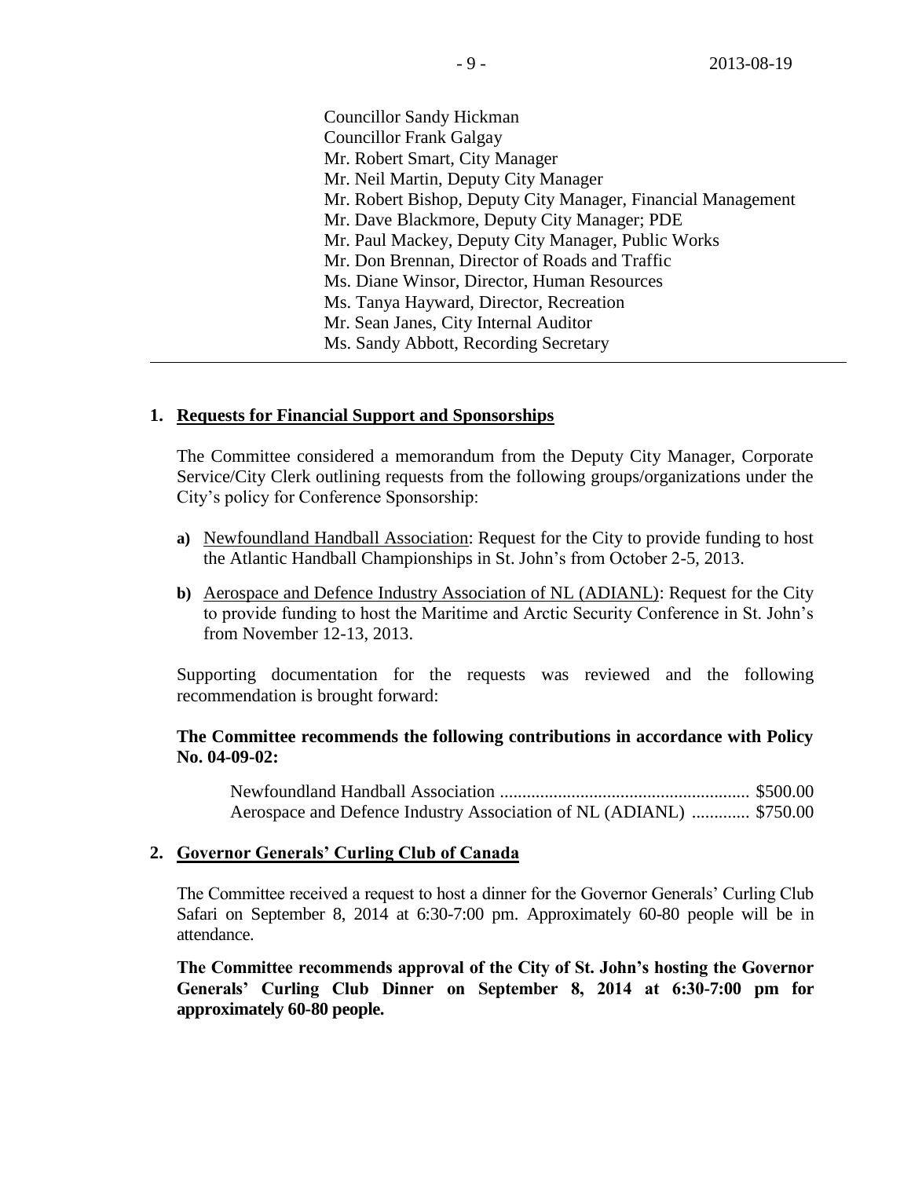Councillor Sandy Hickman
Councillor Frank Galgay
Mr. Robert Smart, City Manager
Mr. Neil Martin, Deputy City Manager
Mr. Robert Bishop, Deputy City Manager, Financial Management
Mr. Dave Blackmore, Deputy City Manager; PDE
Mr. Paul Mackey, Deputy City Manager, Public Works
Mr. Don Brennan, Director of Roads and Traffic
Ms. Diane Winsor, Director, Human Resources
Ms. Tanya Hayward, Director, Recreation
Mr. Sean Janes, City Internal Auditor
Ms. Sandy Abbott, Recording Secretary

---

**1. Requests for Financial Support and Sponsorships**

The Committee considered a memorandum from the Deputy City Manager, Corporate Service/City Clerk outlining requests from the following groups/organizations under the City's policy for Conference Sponsorship:

**a)** Newfoundland Handball Association: Request for the City to provide funding to host the Atlantic Handball Championships in St. John's from October 2-5, 2013.

**b)** Aerospace and Defence Industry Association of NL (ADIANL): Request for the City to provide funding to host the Maritime and Arctic Security Conference in St. John's from November 12-13, 2013.

Supporting documentation for the requests was reviewed and the following recommendation is brought forward:

**The Committee recommends the following contributions in accordance with Policy No. 04-09-02:**

Newfoundland Handball Association ........................................................ $500.00
Aerospace and Defence Industry Association of NL (ADIANL) ............. $750.00

**2. Governor Generals' Curling Club of Canada**

The Committee received a request to host a dinner for the Governor Generals' Curling Club Safari on September 8, 2014 at 6:30-7:00 pm. Approximately 60-80 people will be in attendance.

**The Committee recommends approval of the City of St. John's hosting the Governor Generals' Curling Club Dinner on September 8, 2014 at 6:30-7:00 pm for approximately 60-80 people.**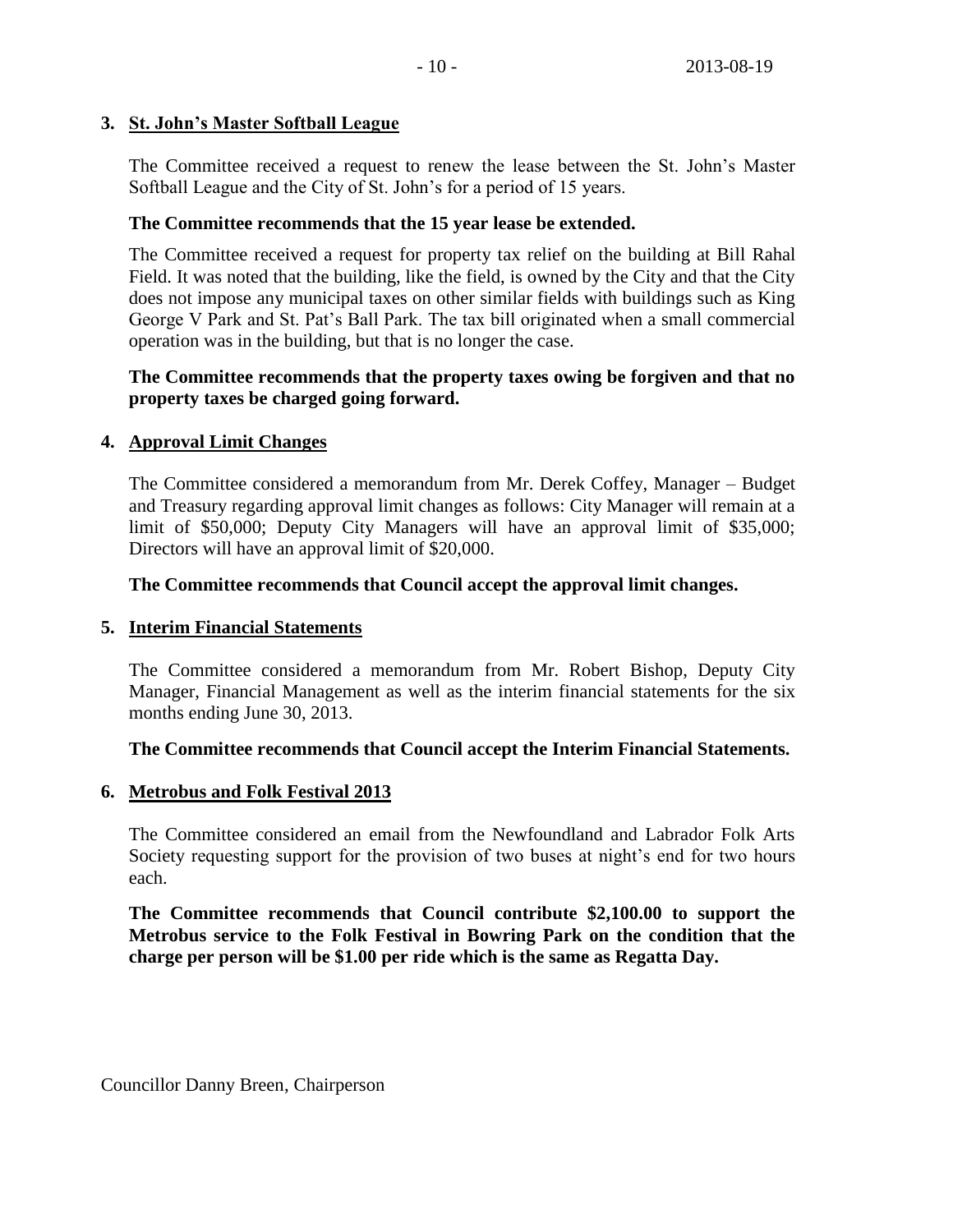3. **St. John's Master Softball League**

The Committee received a request to renew the lease between the St. John's Master Softball League and the City of St. John's for a period of 15 years.

**The Committee recommends that the 15 year lease be extended.**

The Committee received a request for property tax relief on the building at Bill Rahal Field. It was noted that the building, like the field, is owned by the City and that the City does not impose any municipal taxes on other similar fields with buildings such as King George V Park and St. Pat's Ball Park. The tax bill originated when a small commercial operation was in the building, but that is no longer the case.

**The Committee recommends that the property taxes owing be forgiven and that no property taxes be charged going forward.**

4. **Approval Limit Changes**

The Committee considered a memorandum from Mr. Derek Coffey, Manager – Budget and Treasury regarding approval limit changes as follows: City Manager will remain at a limit of $50,000; Deputy City Managers will have an approval limit of $35,000; Directors will have an approval limit of $20,000.

**The Committee recommends that Council accept the approval limit changes.**

5. **Interim Financial Statements**

The Committee considered a memorandum from Mr. Robert Bishop, Deputy City Manager, Financial Management as well as the interim financial statements for the six months ending June 30, 2013.

**The Committee recommends that Council accept the Interim Financial Statements.**

6. **Metrobus and Folk Festival 2013**

The Committee considered an email from the Newfoundland and Labrador Folk Arts Society requesting support for the provision of two buses at night's end for two hours each.

**The Committee recommends that Council contribute $2,100.00 to support the Metrobus service to the Folk Festival in Bowring Park on the condition that the charge per person will be $1.00 per ride which is the same as Regatta Day.**

Councillor Danny Breen, Chairperson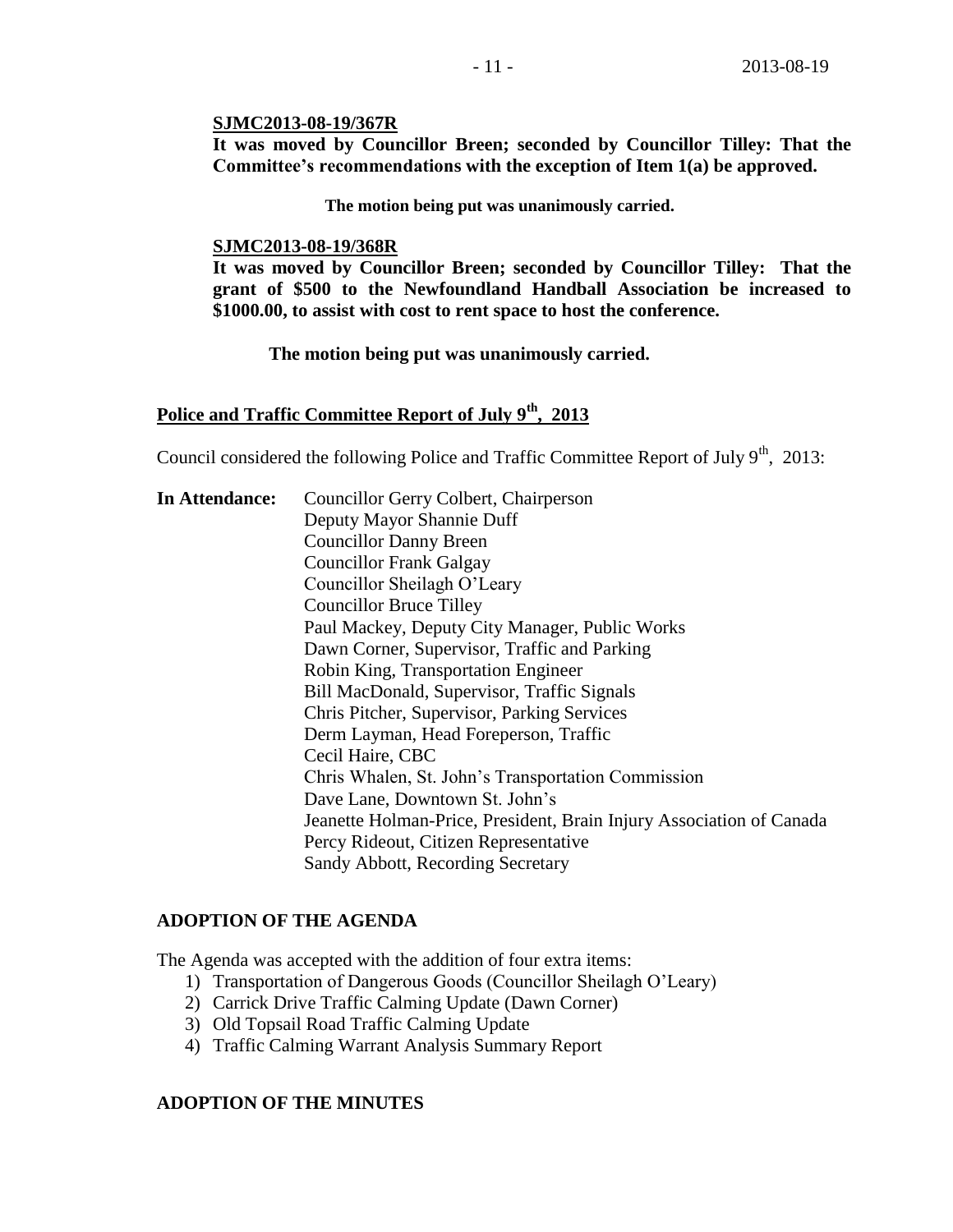**SJMC2013-08-19/367R**

**It was moved by Councillor Breen; seconded by Councillor Tilley: That the Committee's recommendations with the exception of Item 1(a) be approved.**

**The motion being put was unanimously carried.**

**SJMC2013-08-19/368R**

**It was moved by Councillor Breen; seconded by Councillor Tilley: That the grant of $500 to the Newfoundland Handball Association be increased to $1000.00, to assist with cost to rent space to host the conference.**

**The motion being put was unanimously carried.**

## Police and Traffic Committee Report of July 9th, 2013

Council considered the following Police and Traffic Committee Report of July 9th, 2013:

**In Attendance:**
Councillor Gerry Colbert, Chairperson
Deputy Mayor Shannie Duff
Councillor Danny Breen
Councillor Frank Galgay
Councillor Sheilagh O'Leary
Councillor Bruce Tilley
Paul Mackey, Deputy City Manager, Public Works
Dawn Corner, Supervisor, Traffic and Parking
Robin King, Transportation Engineer
Bill MacDonald, Supervisor, Traffic Signals
Chris Pitcher, Supervisor, Parking Services
Derm Layman, Head Foreperson, Traffic
Cecil Haire, CBC
Chris Whalen, St. John's Transportation Commission
Dave Lane, Downtown St. John's
Jeanette Holman-Price, President, Brain Injury Association of Canada
Percy Rideout, Citizen Representative
Sandy Abbott, Recording Secretary

### ADOPTION OF THE AGENDA

The Agenda was accepted with the addition of four extra items:

1) Transportation of Dangerous Goods (Councillor Sheilagh O'Leary)
2) Carrick Drive Traffic Calming Update (Dawn Corner)
3) Old Topsail Road Traffic Calming Update
4) Traffic Calming Warrant Analysis Summary Report

### ADOPTION OF THE MINUTES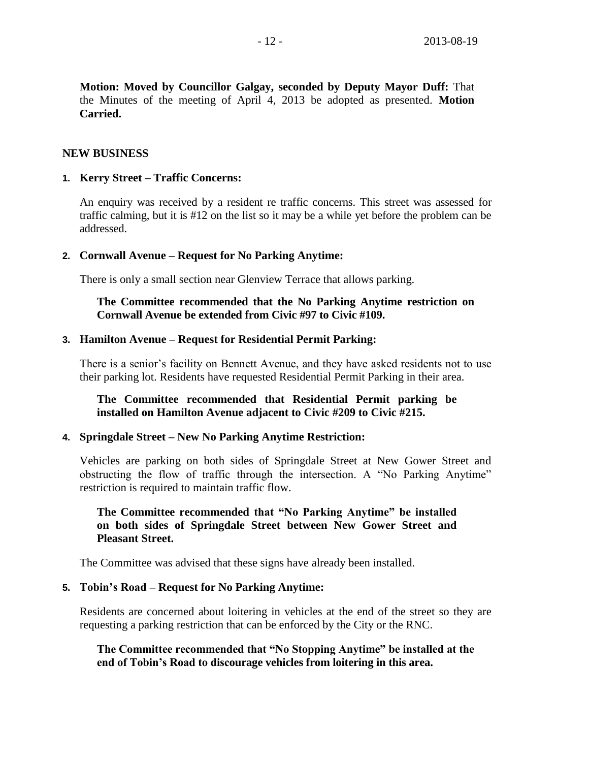**Motion: Moved by Councillor Galgay, seconded by Deputy Mayor Duff:** That the Minutes of the meeting of April 4, 2013 be adopted as presented. **Motion Carried.**

## NEW BUSINESS

### 1. Kerry Street – Traffic Concerns:

An enquiry was received by a resident re traffic concerns. This street was assessed for traffic calming, but it is #12 on the list so it may be a while yet before the problem can be addressed.

### 2. Cornwall Avenue – Request for No Parking Anytime:

There is only a small section near Glenview Terrace that allows parking.

**The Committee recommended that the No Parking Anytime restriction on Cornwall Avenue be extended from Civic #97 to Civic #109.**

### 3. Hamilton Avenue – Request for Residential Permit Parking:

There is a senior's facility on Bennett Avenue, and they have asked residents not to use their parking lot. Residents have requested Residential Permit Parking in their area.

**The Committee recommended that Residential Permit parking be installed on Hamilton Avenue adjacent to Civic #209 to Civic #215.**

### 4. Springdale Street – New No Parking Anytime Restriction:

Vehicles are parking on both sides of Springdale Street at New Gower Street and obstructing the flow of traffic through the intersection. A "No Parking Anytime" restriction is required to maintain traffic flow.

**The Committee recommended that "No Parking Anytime" be installed on both sides of Springdale Street between New Gower Street and Pleasant Street.**

The Committee was advised that these signs have already been installed.

### 5. Tobin's Road – Request for No Parking Anytime:

Residents are concerned about loitering in vehicles at the end of the street so they are requesting a parking restriction that can be enforced by the City or the RNC.

**The Committee recommended that "No Stopping Anytime" be installed at the end of Tobin's Road to discourage vehicles from loitering in this area.**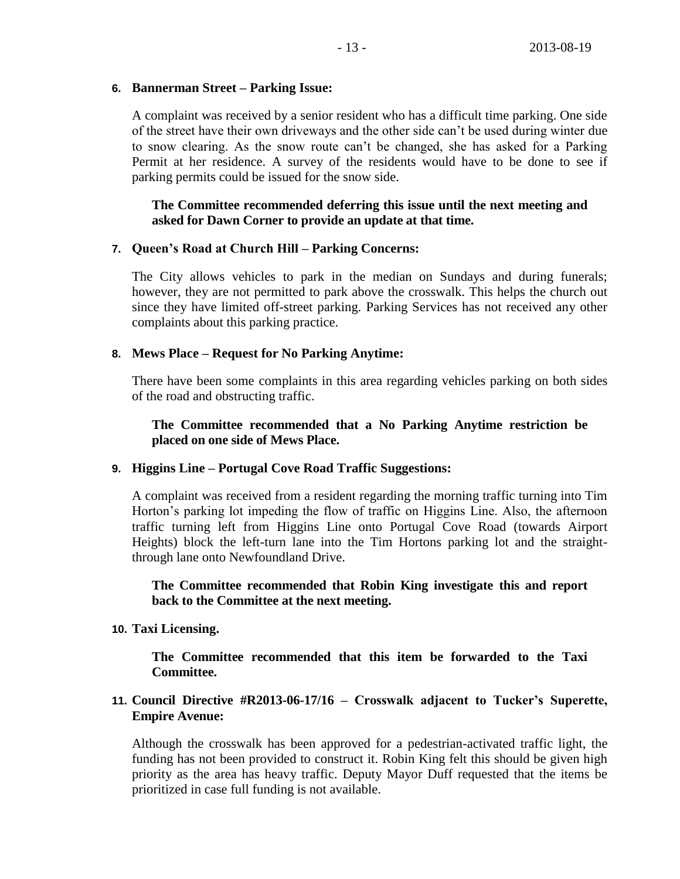**6. Bannerman Street – Parking Issue:**

A complaint was received by a senior resident who has a difficult time parking. One side of the street have their own driveways and the other side can't be used during winter due to snow clearing. As the snow route can't be changed, she has asked for a Parking Permit at her residence. A survey of the residents would have to be done to see if parking permits could be issued for the snow side.

**The Committee recommended deferring this issue until the next meeting and asked for Dawn Corner to provide an update at that time.**

**7. Queen's Road at Church Hill – Parking Concerns:**

The City allows vehicles to park in the median on Sundays and during funerals; however, they are not permitted to park above the crosswalk. This helps the church out since they have limited off-street parking. Parking Services has not received any other complaints about this parking practice.

**8. Mews Place – Request for No Parking Anytime:**

There have been some complaints in this area regarding vehicles parking on both sides of the road and obstructing traffic.

**The Committee recommended that a No Parking Anytime restriction be placed on one side of Mews Place.**

**9. Higgins Line – Portugal Cove Road Traffic Suggestions:**

A complaint was received from a resident regarding the morning traffic turning into Tim Horton's parking lot impeding the flow of traffic on Higgins Line. Also, the afternoon traffic turning left from Higgins Line onto Portugal Cove Road (towards Airport Heights) block the left-turn lane into the Tim Hortons parking lot and the straight-through lane onto Newfoundland Drive.

**The Committee recommended that Robin King investigate this and report back to the Committee at the next meeting.**

**10. Taxi Licensing.**

**The Committee recommended that this item be forwarded to the Taxi Committee.**

**11. Council Directive #R2013-06-17/16 – Crosswalk adjacent to Tucker's Superette, Empire Avenue:**

Although the crosswalk has been approved for a pedestrian-activated traffic light, the funding has not been provided to construct it. Robin King felt this should be given high priority as the area has heavy traffic. Deputy Mayor Duff requested that the items be prioritized in case full funding is not available.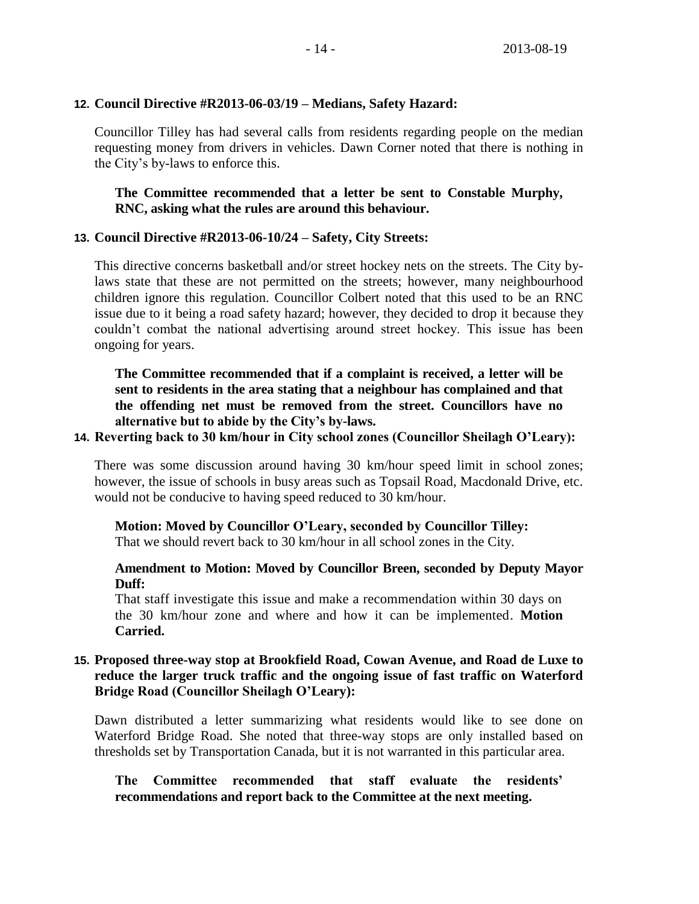**12. Council Directive #R2013-06-03/19 – Medians, Safety Hazard:**

Councillor Tilley has had several calls from residents regarding people on the median requesting money from drivers in vehicles. Dawn Corner noted that there is nothing in the City's by-laws to enforce this.

**The Committee recommended that a letter be sent to Constable Murphy, RNC, asking what the rules are around this behaviour.**

**13. Council Directive #R2013-06-10/24 – Safety, City Streets:**

This directive concerns basketball and/or street hockey nets on the streets. The City by-laws state that these are not permitted on the streets; however, many neighbourhood children ignore this regulation. Councillor Colbert noted that this used to be an RNC issue due to it being a road safety hazard; however, they decided to drop it because they couldn't combat the national advertising around street hockey. This issue has been ongoing for years.

**The Committee recommended that if a complaint is received, a letter will be sent to residents in the area stating that a neighbour has complained and that the offending net must be removed from the street. Councillors have no alternative but to abide by the City's by-laws.**

**14. Reverting back to 30 km/hour in City school zones (Councillor Sheilagh O'Leary):**

There was some discussion around having 30 km/hour speed limit in school zones; however, the issue of schools in busy areas such as Topsail Road, Macdonald Drive, etc. would not be conducive to having speed reduced to 30 km/hour.

**Motion: Moved by Councillor O'Leary, seconded by Councillor Tilley:**
That we should revert back to 30 km/hour in all school zones in the City.

**Amendment to Motion: Moved by Councillor Breen, seconded by Deputy Mayor Duff:**
That staff investigate this issue and make a recommendation within 30 days on the 30 km/hour zone and where and how it can be implemented. **Motion Carried.**

**15. Proposed three-way stop at Brookfield Road, Cowan Avenue, and Road de Luxe to reduce the larger truck traffic and the ongoing issue of fast traffic on Waterford Bridge Road (Councillor Sheilagh O'Leary):**

Dawn distributed a letter summarizing what residents would like to see done on Waterford Bridge Road. She noted that three-way stops are only installed based on thresholds set by Transportation Canada, but it is not warranted in this particular area.

**The Committee recommended that staff evaluate the residents' recommendations and report back to the Committee at the next meeting.**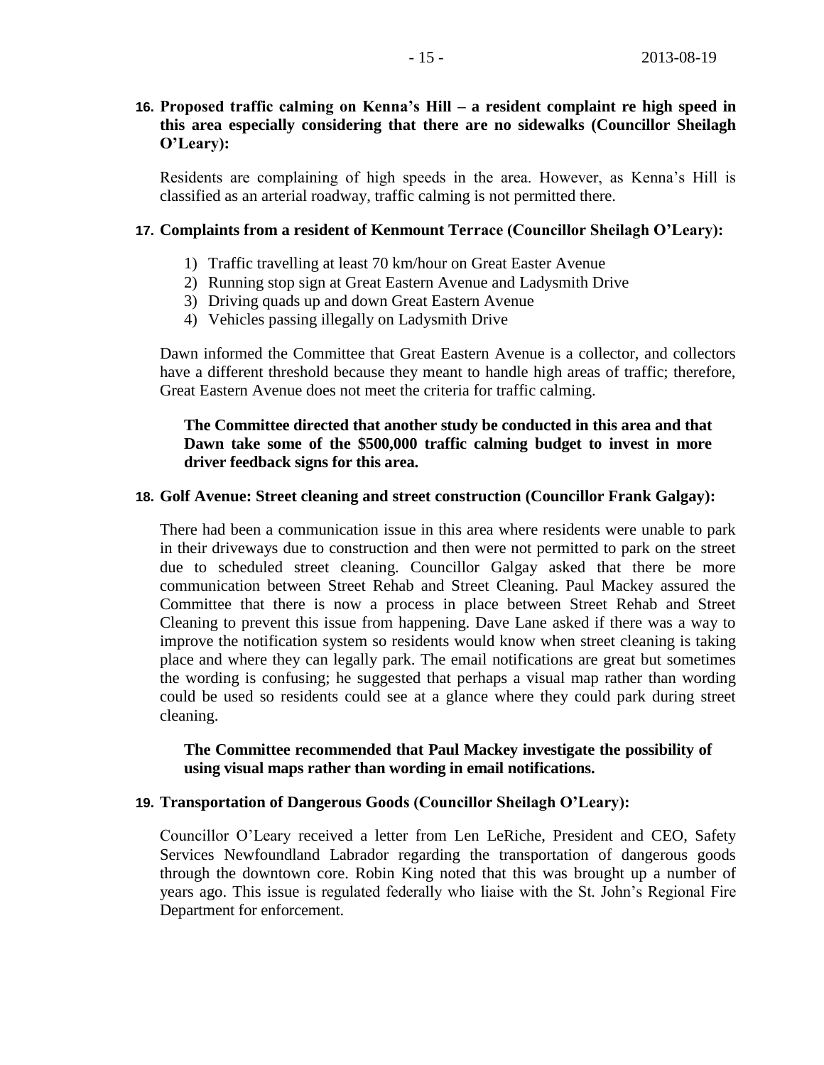**16. Proposed traffic calming on Kenna's Hill – a resident complaint re high speed in this area especially considering that there are no sidewalks (Councillor Sheilagh O'Leary):**

Residents are complaining of high speeds in the area. However, as Kenna's Hill is classified as an arterial roadway, traffic calming is not permitted there.

**17. Complaints from a resident of Kenmount Terrace (Councillor Sheilagh O'Leary):**

1) Traffic travelling at least 70 km/hour on Great Easter Avenue
2) Running stop sign at Great Eastern Avenue and Ladysmith Drive
3) Driving quads up and down Great Eastern Avenue
4) Vehicles passing illegally on Ladysmith Drive

Dawn informed the Committee that Great Eastern Avenue is a collector, and collectors have a different threshold because they meant to handle high areas of traffic; therefore, Great Eastern Avenue does not meet the criteria for traffic calming.

**The Committee directed that another study be conducted in this area and that Dawn take some of the $500,000 traffic calming budget to invest in more driver feedback signs for this area.**

**18. Golf Avenue: Street cleaning and street construction (Councillor Frank Galgay):**

There had been a communication issue in this area where residents were unable to park in their driveways due to construction and then were not permitted to park on the street due to scheduled street cleaning. Councillor Galgay asked that there be more communication between Street Rehab and Street Cleaning. Paul Mackey assured the Committee that there is now a process in place between Street Rehab and Street Cleaning to prevent this issue from happening. Dave Lane asked if there was a way to improve the notification system so residents would know when street cleaning is taking place and where they can legally park. The email notifications are great but sometimes the wording is confusing; he suggested that perhaps a visual map rather than wording could be used so residents could see at a glance where they could park during street cleaning.

**The Committee recommended that Paul Mackey investigate the possibility of using visual maps rather than wording in email notifications.**

**19. Transportation of Dangerous Goods (Councillor Sheilagh O'Leary):**

Councillor O'Leary received a letter from Len LeRiche, President and CEO, Safety Services Newfoundland Labrador regarding the transportation of dangerous goods through the downtown core. Robin King noted that this was brought up a number of years ago. This issue is regulated federally who liaise with the St. John's Regional Fire Department for enforcement.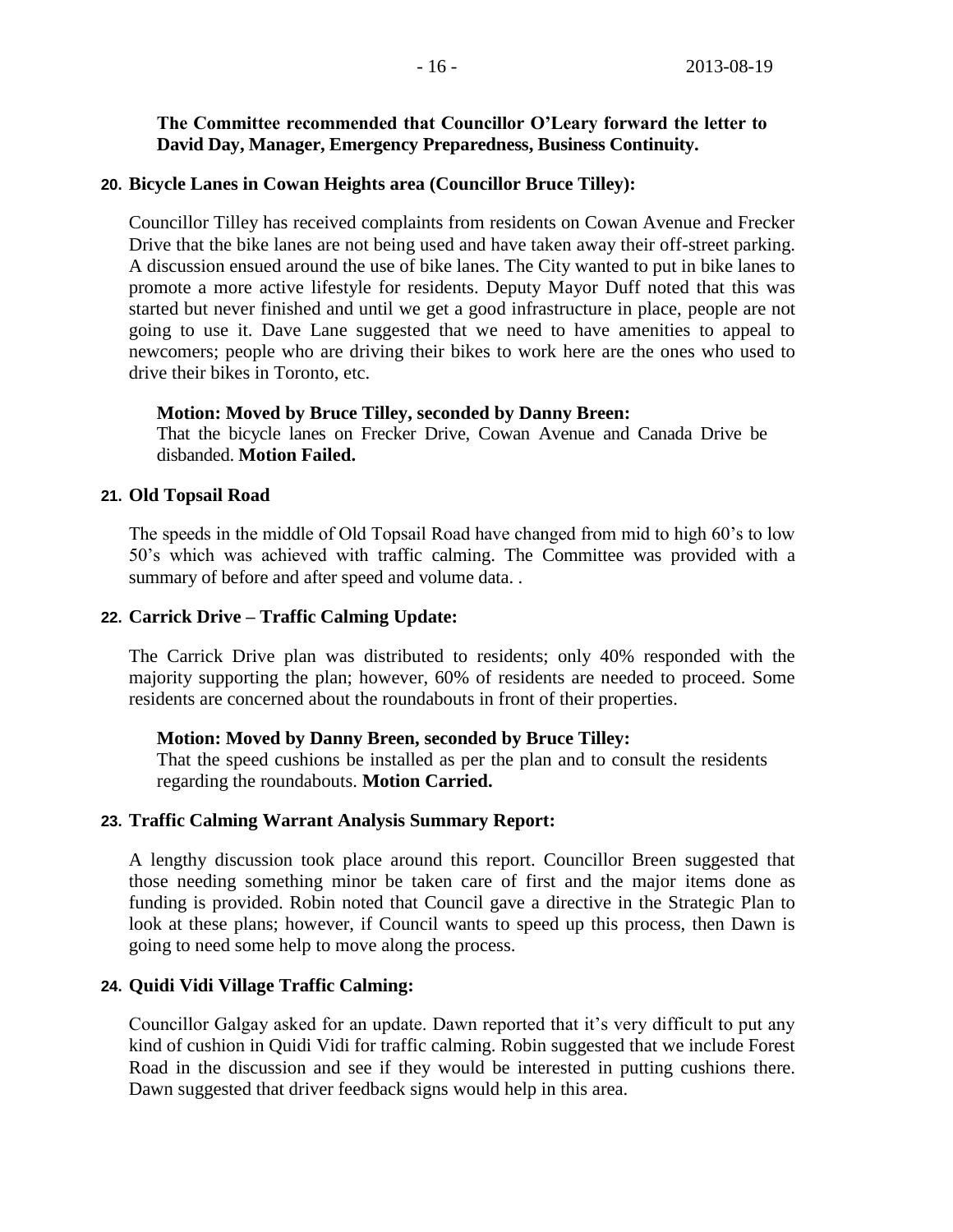**The Committee recommended that Councillor O'Leary forward the letter to David Day, Manager, Emergency Preparedness, Business Continuity.**

### 20. Bicycle Lanes in Cowan Heights area (Councillor Bruce Tilley):

Councillor Tilley has received complaints from residents on Cowan Avenue and Frecker Drive that the bike lanes are not being used and have taken away their off-street parking. A discussion ensued around the use of bike lanes. The City wanted to put in bike lanes to promote a more active lifestyle for residents. Deputy Mayor Duff noted that this was started but never finished and until we get a good infrastructure in place, people are not going to use it. Dave Lane suggested that we need to have amenities to appeal to newcomers; people who are driving their bikes to work here are the ones who used to drive their bikes in Toronto, etc.

**Motion: Moved by Bruce Tilley, seconded by Danny Breen:**
That the bicycle lanes on Frecker Drive, Cowan Avenue and Canada Drive be disbanded. **Motion Failed.**

### 21. Old Topsail Road

The speeds in the middle of Old Topsail Road have changed from mid to high 60's to low 50's which was achieved with traffic calming. The Committee was provided with a summary of before and after speed and volume data. .

### 22. Carrick Drive – Traffic Calming Update:

The Carrick Drive plan was distributed to residents; only 40% responded with the majority supporting the plan; however, 60% of residents are needed to proceed. Some residents are concerned about the roundabouts in front of their properties.

**Motion: Moved by Danny Breen, seconded by Bruce Tilley:**
That the speed cushions be installed as per the plan and to consult the residents regarding the roundabouts. **Motion Carried.**

### 23. Traffic Calming Warrant Analysis Summary Report:

A lengthy discussion took place around this report. Councillor Breen suggested that those needing something minor be taken care of first and the major items done as funding is provided. Robin noted that Council gave a directive in the Strategic Plan to look at these plans; however, if Council wants to speed up this process, then Dawn is going to need some help to move along the process.

### 24. Quidi Vidi Village Traffic Calming:

Councillor Galgay asked for an update. Dawn reported that it's very difficult to put any kind of cushion in Quidi Vidi for traffic calming. Robin suggested that we include Forest Road in the discussion and see if they would be interested in putting cushions there. Dawn suggested that driver feedback signs would help in this area.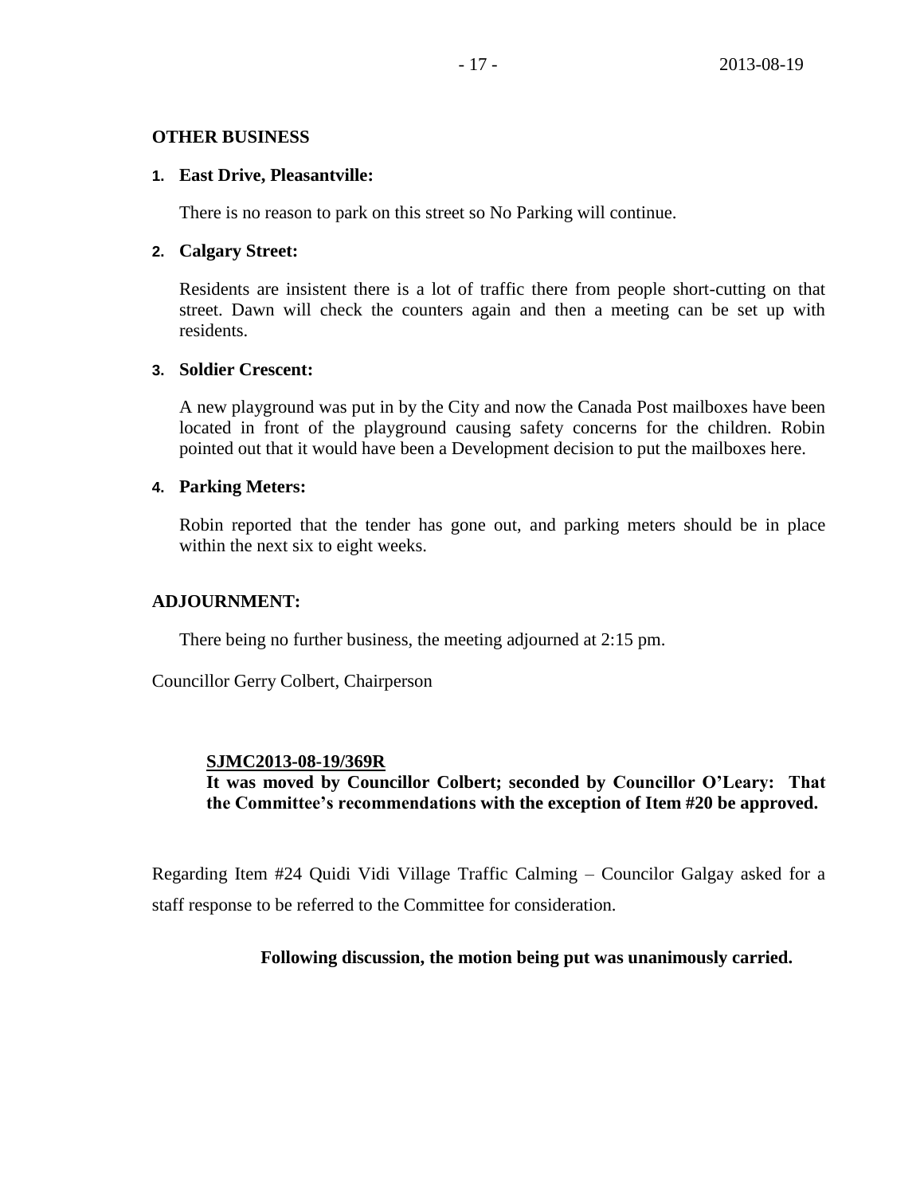## OTHER BUSINESS

1. **East Drive, Pleasantville:**

   There is no reason to park on this street so No Parking will continue.

2. **Calgary Street:**

   Residents are insistent there is a lot of traffic there from people short-cutting on that street. Dawn will check the counters again and then a meeting can be set up with residents.

3. **Soldier Crescent:**

   A new playground was put in by the City and now the Canada Post mailboxes have been located in front of the playground causing safety concerns for the children. Robin pointed out that it would have been a Development decision to put the mailboxes here.

4. **Parking Meters:**

   Robin reported that the tender has gone out, and parking meters should be in place within the next six to eight weeks.

## ADJOURNMENT:

There being no further business, the meeting adjourned at 2:15 pm.

Councillor Gerry Colbert, Chairperson

**SJMC2013-08-19/369R**
**It was moved by Councillor Colbert; seconded by Councillor O'Leary: That the Committee's recommendations with the exception of Item #20 be approved.**

Regarding Item #24 Quidi Vidi Village Traffic Calming – Councilor Galgay asked for a staff response to be referred to the Committee for consideration.

**Following discussion, the motion being put was unanimously carried.**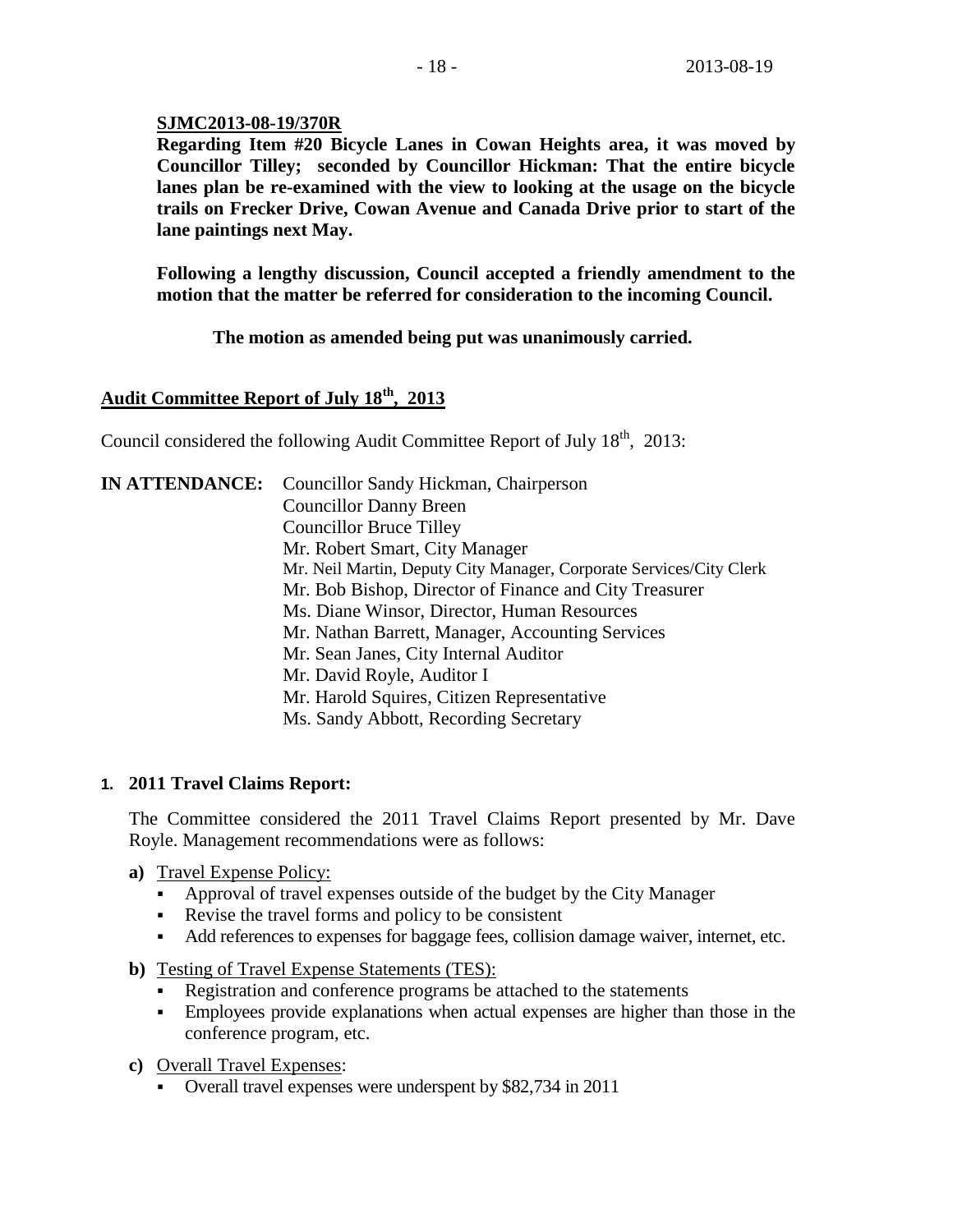**SJMC2013-08-19/370R**

**Regarding Item #20 Bicycle Lanes in Cowan Heights area, it was moved by Councillor Tilley; seconded by Councillor Hickman: That the entire bicycle lanes plan be re-examined with the view to looking at the usage on the bicycle trails on Frecker Drive, Cowan Avenue and Canada Drive prior to start of the lane paintings next May.**

**Following a lengthy discussion, Council accepted a friendly amendment to the motion that the matter be referred for consideration to the incoming Council.**

**The motion as amended being put was unanimously carried.**

## Audit Committee Report of July 18th, 2013

Council considered the following Audit Committee Report of July 18th, 2013:

**IN ATTENDANCE:**
Councillor Sandy Hickman, Chairperson
Councillor Danny Breen
Councillor Bruce Tilley
Mr. Robert Smart, City Manager
Mr. Neil Martin, Deputy City Manager, Corporate Services/City Clerk
Mr. Bob Bishop, Director of Finance and City Treasurer
Ms. Diane Winsor, Director, Human Resources
Mr. Nathan Barrett, Manager, Accounting Services
Mr. Sean Janes, City Internal Auditor
Mr. David Royle, Auditor I
Mr. Harold Squires, Citizen Representative
Ms. Sandy Abbott, Recording Secretary

**1. 2011 Travel Claims Report:**

The Committee considered the 2011 Travel Claims Report presented by Mr. Dave Royle. Management recommendations were as follows:

**a)** Travel Expense Policy:
- Approval of travel expenses outside of the budget by the City Manager
- Revise the travel forms and policy to be consistent
- Add references to expenses for baggage fees, collision damage waiver, internet, etc.

**b)** Testing of Travel Expense Statements (TES):
- Registration and conference programs be attached to the statements
- Employees provide explanations when actual expenses are higher than those in the conference program, etc.

**c)** Overall Travel Expenses:
- Overall travel expenses were underspent by $82,734 in 2011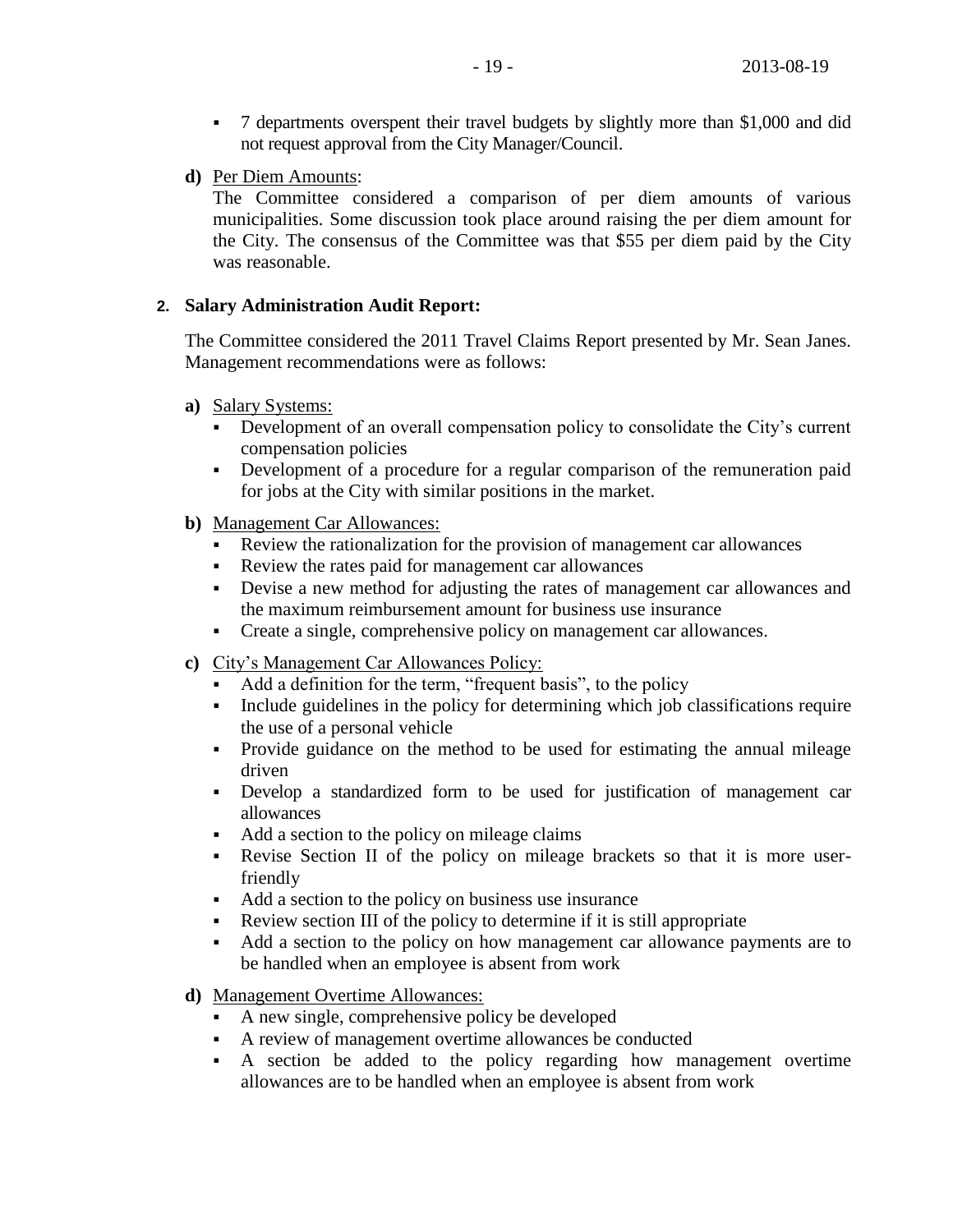- 7 departments overspent their travel budgets by slightly more than $1,000 and did not request approval from the City Manager/Council.

**d)** Per Diem Amounts:
The Committee considered a comparison of per diem amounts of various municipalities. Some discussion took place around raising the per diem amount for the City. The consensus of the Committee was that $55 per diem paid by the City was reasonable.

**2. Salary Administration Audit Report:**

The Committee considered the 2011 Travel Claims Report presented by Mr. Sean Janes. Management recommendations were as follows:

**a)** Salary Systems:
- Development of an overall compensation policy to consolidate the City's current compensation policies
- Development of a procedure for a regular comparison of the remuneration paid for jobs at the City with similar positions in the market.

**b)** Management Car Allowances:
- Review the rationalization for the provision of management car allowances
- Review the rates paid for management car allowances
- Devise a new method for adjusting the rates of management car allowances and the maximum reimbursement amount for business use insurance
- Create a single, comprehensive policy on management car allowances.

**c)** City's Management Car Allowances Policy:
- Add a definition for the term, "frequent basis", to the policy
- Include guidelines in the policy for determining which job classifications require the use of a personal vehicle
- Provide guidance on the method to be used for estimating the annual mileage driven
- Develop a standardized form to be used for justification of management car allowances
- Add a section to the policy on mileage claims
- Revise Section II of the policy on mileage brackets so that it is more user-friendly
- Add a section to the policy on business use insurance
- Review section III of the policy to determine if it is still appropriate
- Add a section to the policy on how management car allowance payments are to be handled when an employee is absent from work

**d)** Management Overtime Allowances:
- A new single, comprehensive policy be developed
- A review of management overtime allowances be conducted
- A section be added to the policy regarding how management overtime allowances are to be handled when an employee is absent from work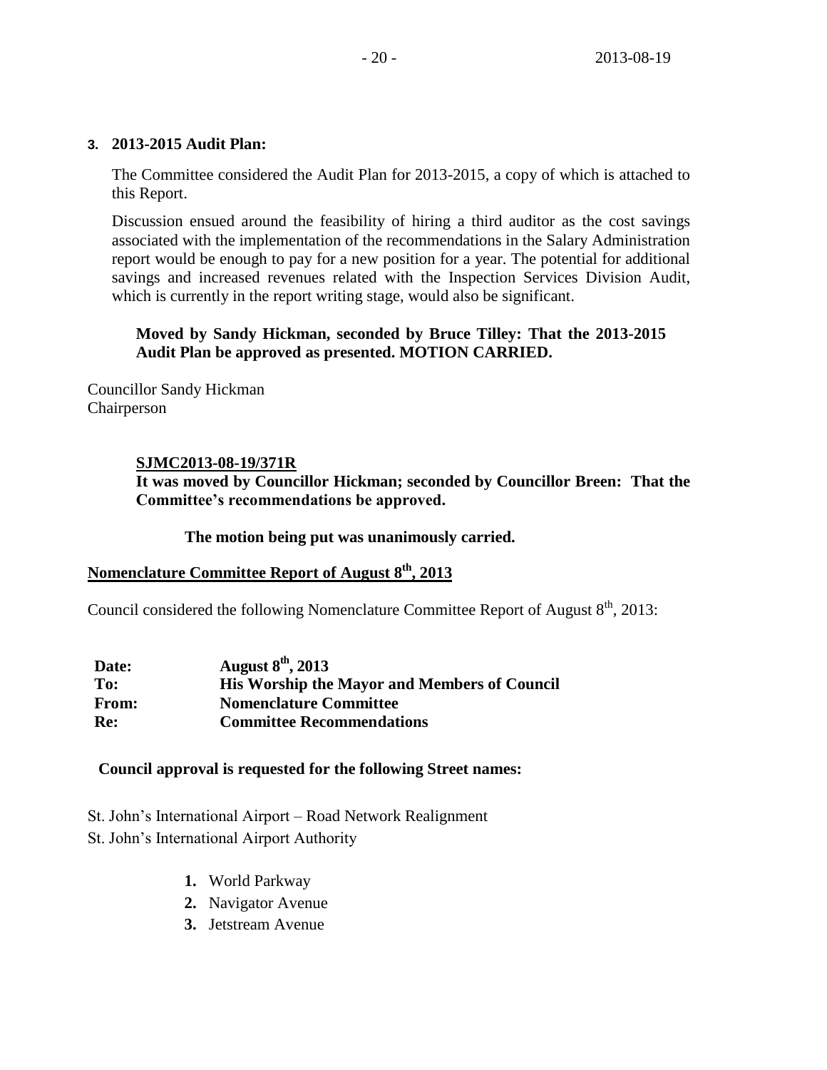**3. 2013-2015 Audit Plan:**

The Committee considered the Audit Plan for 2013-2015, a copy of which is attached to this Report.

Discussion ensued around the feasibility of hiring a third auditor as the cost savings associated with the implementation of the recommendations in the Salary Administration report would be enough to pay for a new position for a year. The potential for additional savings and increased revenues related with the Inspection Services Division Audit, which is currently in the report writing stage, would also be significant.

**Moved by Sandy Hickman, seconded by Bruce Tilley: That the 2013-2015 Audit Plan be approved as presented. MOTION CARRIED.**

Councillor Sandy Hickman
Chairperson

**SJMC2013-08-19/371R**
**It was moved by Councillor Hickman; seconded by Councillor Breen: That the Committee's recommendations be approved.**

**The motion being put was unanimously carried.**

## Nomenclature Committee Report of August 8th, 2013

Council considered the following Nomenclature Committee Report of August 8th, 2013:

| | |
|---|---|
| **Date:** | **August 8th, 2013** |
| **To:** | **His Worship the Mayor and Members of Council** |
| **From:** | **Nomenclature Committee** |
| **Re:** | **Committee Recommendations** |

**Council approval is requested for the following Street names:**

St. John's International Airport – Road Network Realignment
St. John's International Airport Authority

1. World Parkway
2. Navigator Avenue
3. Jetstream Avenue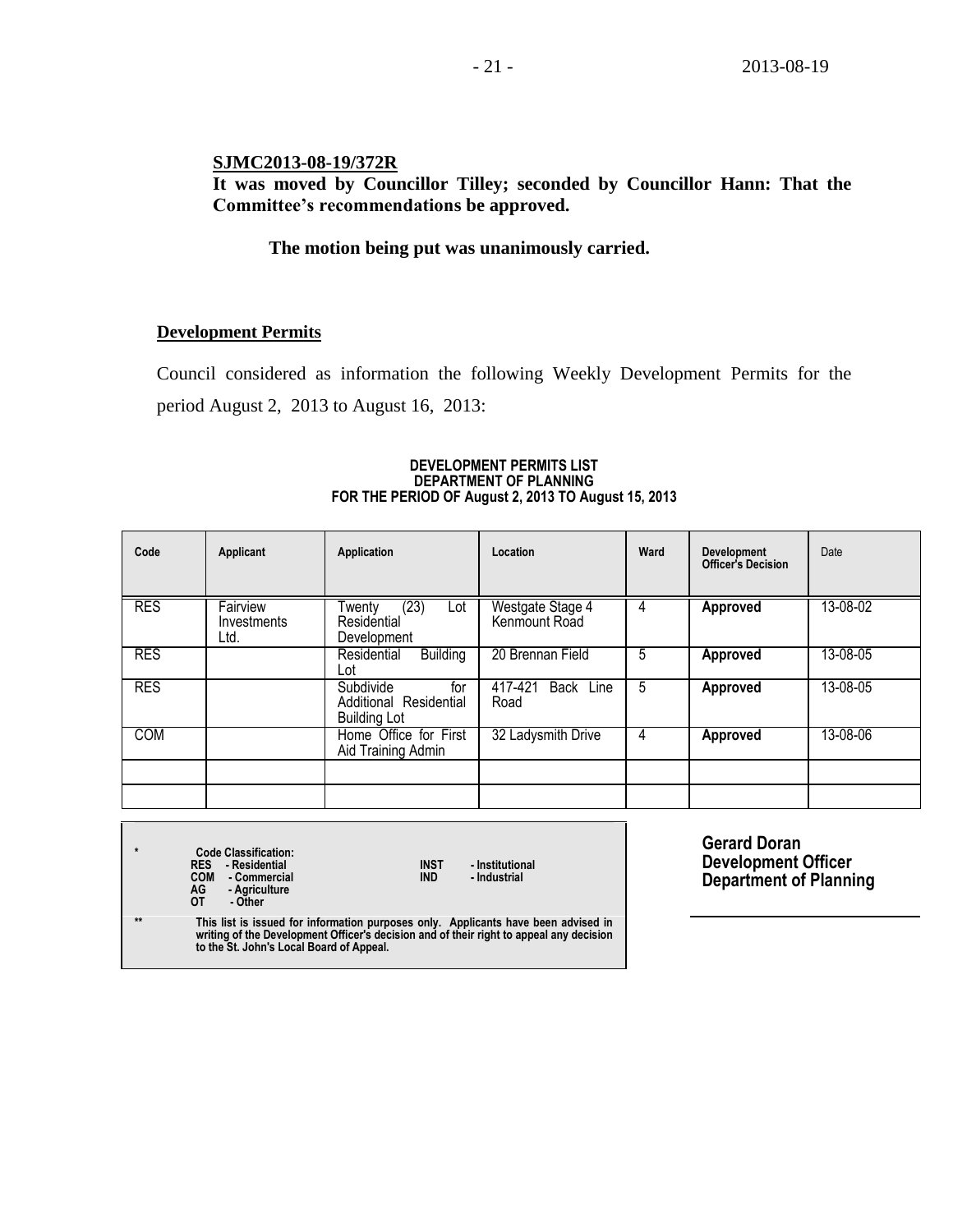**SJMC2013-08-19/372R**

**It was moved by Councillor Tilley; seconded by Councillor Hann: That the Committee's recommendations be approved.**

**The motion being put was unanimously carried.**

**Development Permits**

Council considered as information the following Weekly Development Permits for the period August 2, 2013 to August 16, 2013:

**DEVELOPMENT PERMITS LIST**
**DEPARTMENT OF PLANNING**
**FOR THE PERIOD OF August 2, 2013 TO August 15, 2013**

| Code | Applicant | Application | Location | Ward | Development Officer's Decision | Date |
|---|---|---|---|---|---|---|
| RES | Fairview Investments Ltd. | Twenty (23) Lot Residential Development | Westgate Stage 4 Kenmount Road | 4 | **Approved** | 13-08-02 |
| RES | | Residential Building Lot | 20 Brennan Field | 5 | **Approved** | 13-08-05 |
| RES | | Subdivide for Additional Residential Building Lot | 417-421 Back Line Road | 5 | **Approved** | 13-08-05 |
| COM | | Home Office for First Aid Training Admin | 32 Ladysmith Drive | 4 | **Approved** | 13-08-06 |
| | | | | | | |
| | | | | | | |

\* **Code Classification:**
**RES - Residential**
**COM - Commercial**
**AG - Agriculture**
**OT - Other**
**INST - Institutional**
**IND - Industrial**

\*\* **This list is issued for information purposes only. Applicants have been advised in writing of the Development Officer's decision and of their right to appeal any decision to the St. John's Local Board of Appeal.**

**Gerard Doran**
**Development Officer**
**Department of Planning**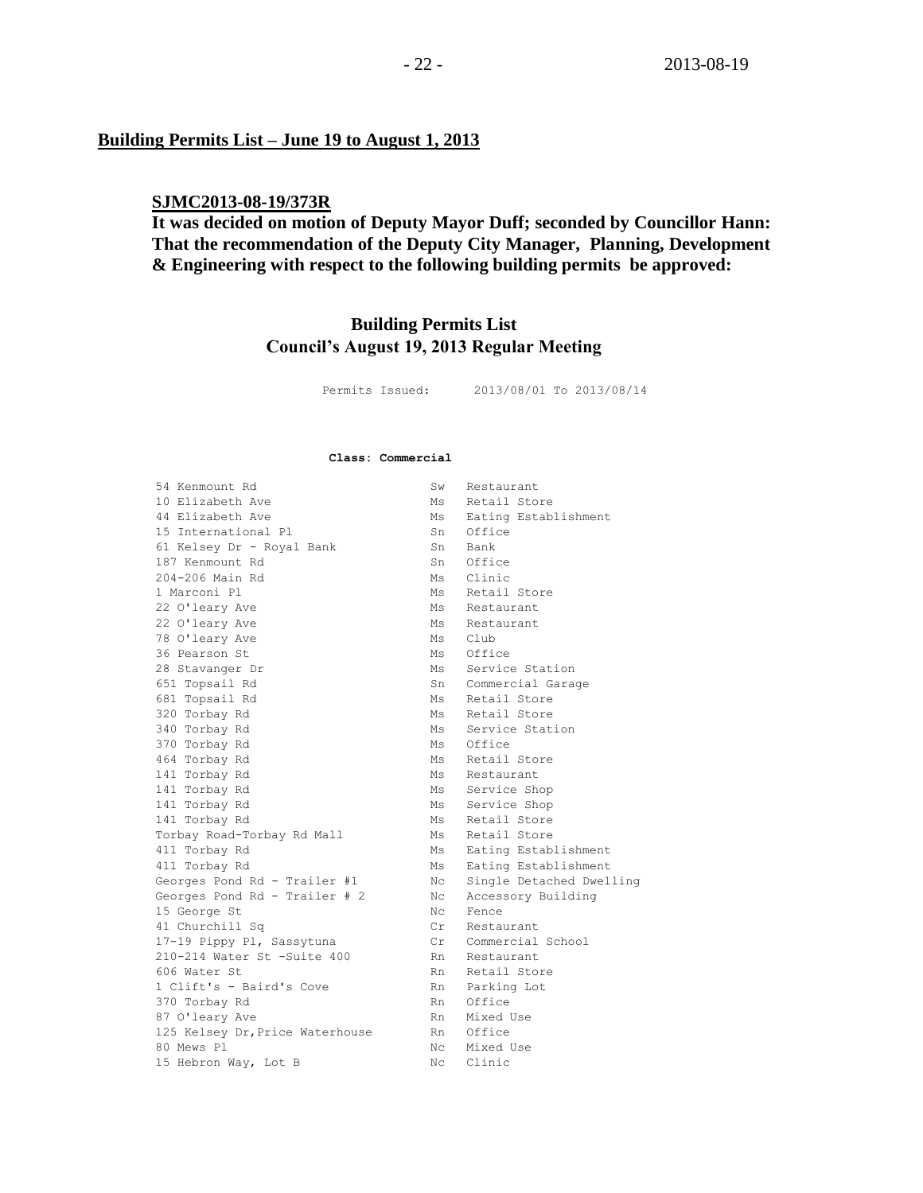## Building Permits List – June 19 to August 1, 2013

**SJMC2013-08-19/373R**

**It was decided on motion of Deputy Mayor Duff; seconded by Councillor Hann: That the recommendation of the Deputy City Manager, Planning, Development & Engineering with respect to the following building permits be approved:**

### Building Permits List
### Council's August 19, 2013 Regular Meeting

Permits Issued: 2013/08/01 To 2013/08/14

**Class: Commercial**

| | | |
|---|---|---|
| 54 Kenmount Rd | Sw | Restaurant |
| 10 Elizabeth Ave | Ms | Retail Store |
| 44 Elizabeth Ave | Ms | Eating Establishment |
| 15 International Pl | Sn | Office |
| 61 Kelsey Dr - Royal Bank | Sn | Bank |
| 187 Kenmount Rd | Sn | Office |
| 204-206 Main Rd | Ms | Clinic |
| 1 Marconi Pl | Ms | Retail Store |
| 22 O'leary Ave | Ms | Restaurant |
| 22 O'leary Ave | Ms | Restaurant |
| 78 O'leary Ave | Ms | Club |
| 36 Pearson St | Ms | Office |
| 28 Stavanger Dr | Ms | Service Station |
| 651 Topsail Rd | Sn | Commercial Garage |
| 681 Topsail Rd | Ms | Retail Store |
| 320 Torbay Rd | Ms | Retail Store |
| 340 Torbay Rd | Ms | Service Station |
| 370 Torbay Rd | Ms | Office |
| 464 Torbay Rd | Ms | Retail Store |
| 141 Torbay Rd | Ms | Restaurant |
| 141 Torbay Rd | Ms | Service Shop |
| 141 Torbay Rd | Ms | Service Shop |
| 141 Torbay Rd | Ms | Retail Store |
| Torbay Road-Torbay Rd Mall | Ms | Retail Store |
| 411 Torbay Rd | Ms | Eating Establishment |
| 411 Torbay Rd | Ms | Eating Establishment |
| Georges Pond Rd - Trailer #1 | Nc | Single Detached Dwelling |
| Georges Pond Rd - Trailer # 2 | Nc | Accessory Building |
| 15 George St | Nc | Fence |
| 41 Churchill Sq | Cr | Restaurant |
| 17-19 Pippy Pl, Sassytuna | Cr | Commercial School |
| 210-214 Water St -Suite 400 | Rn | Restaurant |
| 606 Water St | Rn | Retail Store |
| 1 Clift's - Baird's Cove | Rn | Parking Lot |
| 370 Torbay Rd | Rn | Office |
| 87 O'leary Ave | Rn | Mixed Use |
| 125 Kelsey Dr,Price Waterhouse | Rn | Office |
| 80 Mews Pl | Nc | Mixed Use |
| 15 Hebron Way, Lot B | Nc | Clinic |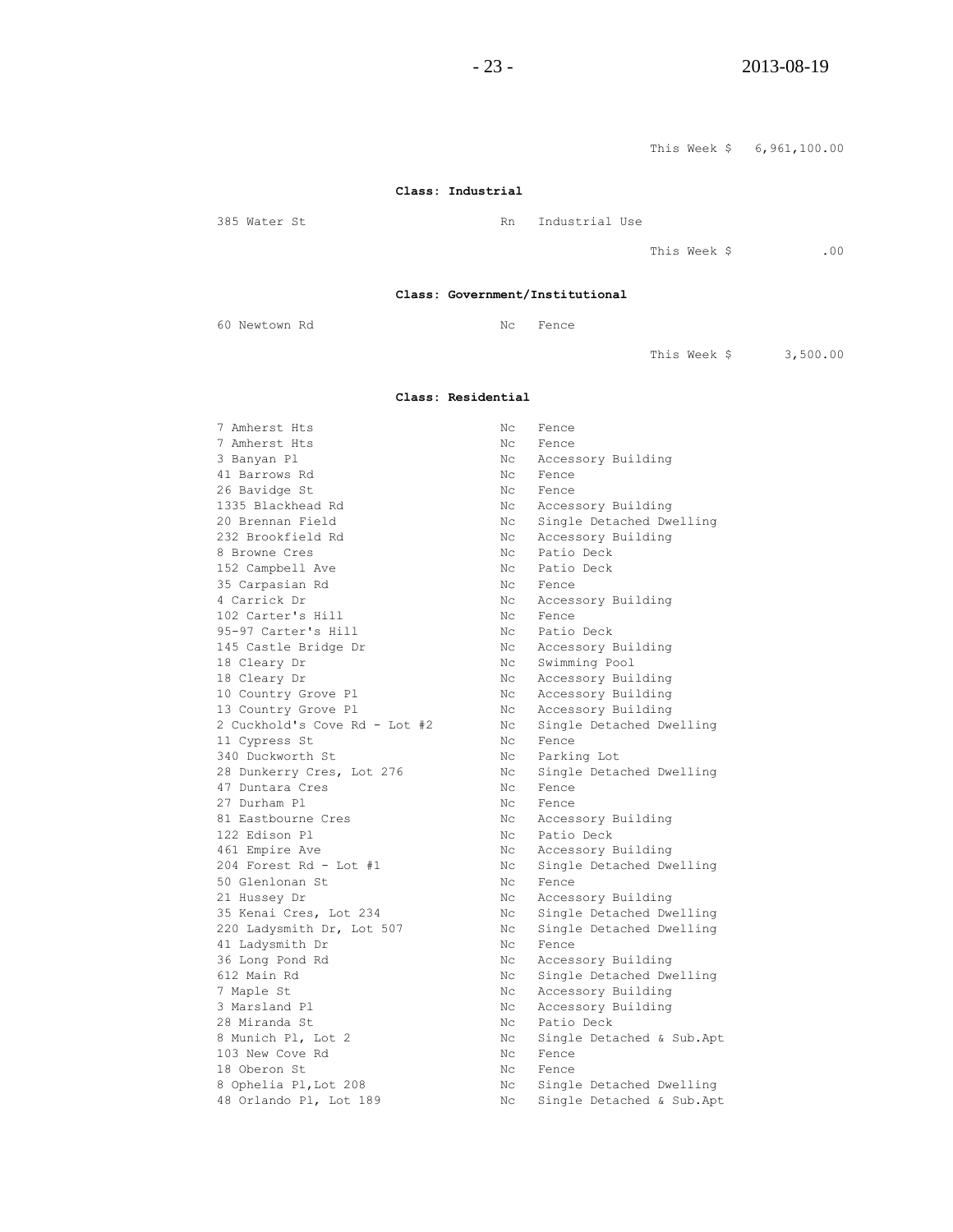This Week $ 6,961,100.00

**Class: Industrial**

| | | |
|---|---|---|
| 385 Water St | Rn | Industrial Use |

This Week $ .00

**Class: Government/Institutional**

| | | |
|---|---|---|
| 60 Newtown Rd | Nc | Fence |

This Week $ 3,500.00

**Class: Residential**

| | | |
|---|---|---|
| 7 Amherst Hts | Nc | Fence |
| 7 Amherst Hts | Nc | Fence |
| 3 Banyan Pl | Nc | Accessory Building |
| 41 Barrows Rd | Nc | Fence |
| 26 Bavidge St | Nc | Fence |
| 1335 Blackhead Rd | Nc | Accessory Building |
| 20 Brennan Field | Nc | Single Detached Dwelling |
| 232 Brookfield Rd | Nc | Accessory Building |
| 8 Browne Cres | Nc | Patio Deck |
| 152 Campbell Ave | Nc | Patio Deck |
| 35 Carpasian Rd | Nc | Fence |
| 4 Carrick Dr | Nc | Accessory Building |
| 102 Carter's Hill | Nc | Fence |
| 95-97 Carter's Hill | Nc | Patio Deck |
| 145 Castle Bridge Dr | Nc | Accessory Building |
| 18 Cleary Dr | Nc | Swimming Pool |
| 18 Cleary Dr | Nc | Accessory Building |
| 10 Country Grove Pl | Nc | Accessory Building |
| 13 Country Grove Pl | Nc | Accessory Building |
| 2 Cuckhold's Cove Rd - Lot #2 | Nc | Single Detached Dwelling |
| 11 Cypress St | Nc | Fence |
| 340 Duckworth St | Nc | Parking Lot |
| 28 Dunkerry Cres, Lot 276 | Nc | Single Detached Dwelling |
| 47 Duntara Cres | Nc | Fence |
| 27 Durham Pl | Nc | Fence |
| 81 Eastbourne Cres | Nc | Accessory Building |
| 122 Edison Pl | Nc | Patio Deck |
| 461 Empire Ave | Nc | Accessory Building |
| 204 Forest Rd - Lot #1 | Nc | Single Detached Dwelling |
| 50 Glenlonan St | Nc | Fence |
| 21 Hussey Dr | Nc | Accessory Building |
| 35 Kenai Cres, Lot 234 | Nc | Single Detached Dwelling |
| 220 Ladysmith Dr, Lot 507 | Nc | Single Detached Dwelling |
| 41 Ladysmith Dr | Nc | Fence |
| 36 Long Pond Rd | Nc | Accessory Building |
| 612 Main Rd | Nc | Single Detached Dwelling |
| 7 Maple St | Nc | Accessory Building |
| 3 Marsland Pl | Nc | Accessory Building |
| 28 Miranda St | Nc | Patio Deck |
| 8 Munich Pl, Lot 2 | Nc | Single Detached & Sub.Apt |
| 103 New Cove Rd | Nc | Fence |
| 18 Oberon St | Nc | Fence |
| 8 Ophelia Pl,Lot 208 | Nc | Single Detached Dwelling |
| 48 Orlando Pl, Lot 189 | Nc | Single Detached & Sub.Apt |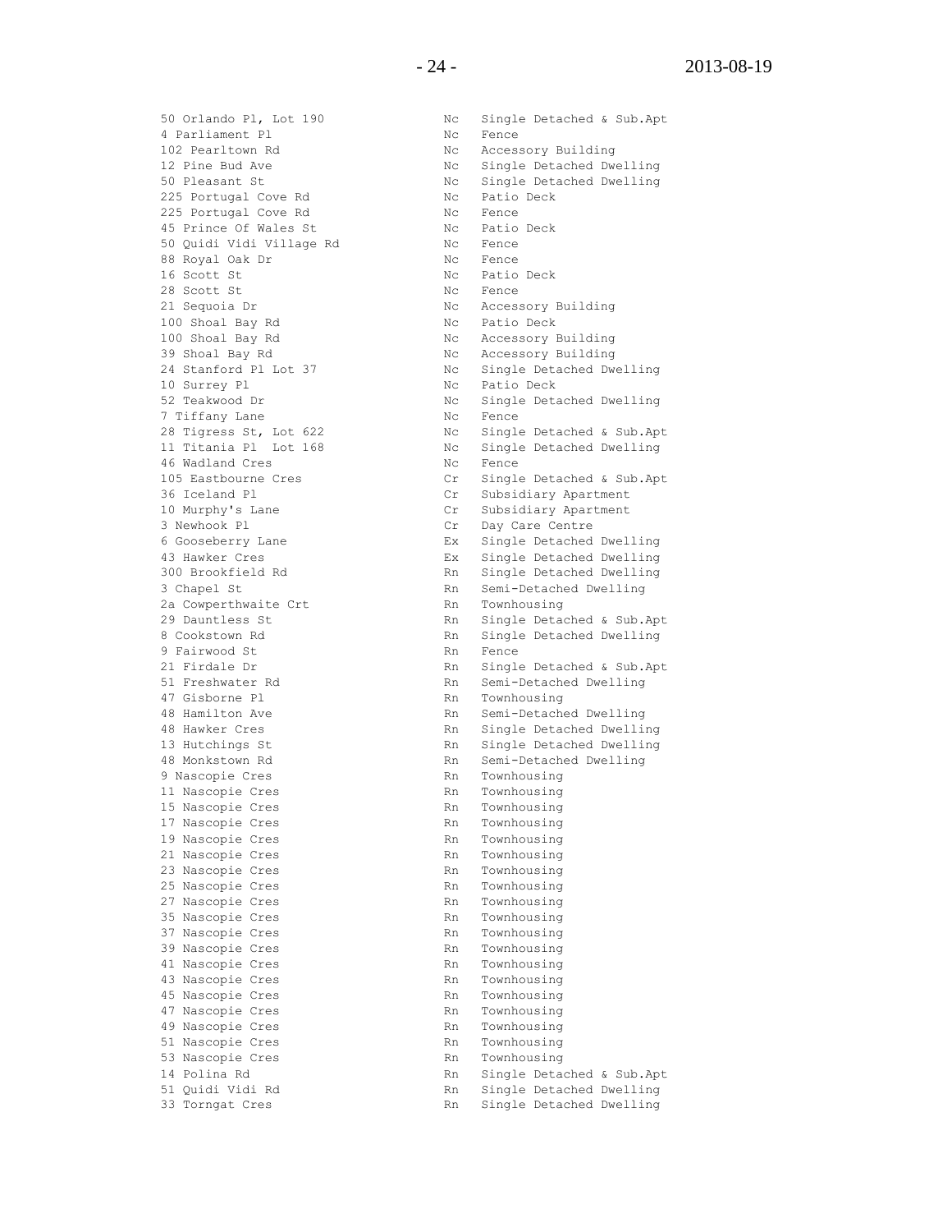| | | |
|---|---|---|
| 50 Orlando Pl, Lot 190 | Nc | Single Detached & Sub.Apt |
| 4 Parliament Pl | Nc | Fence |
| 102 Pearltown Rd | Nc | Accessory Building |
| 12 Pine Bud Ave | Nc | Single Detached Dwelling |
| 50 Pleasant St | Nc | Single Detached Dwelling |
| 225 Portugal Cove Rd | Nc | Patio Deck |
| 225 Portugal Cove Rd | Nc | Fence |
| 45 Prince Of Wales St | Nc | Patio Deck |
| 50 Quidi Vidi Village Rd | Nc | Fence |
| 88 Royal Oak Dr | Nc | Fence |
| 16 Scott St | Nc | Patio Deck |
| 28 Scott St | Nc | Fence |
| 21 Sequoia Dr | Nc | Accessory Building |
| 100 Shoal Bay Rd | Nc | Patio Deck |
| 100 Shoal Bay Rd | Nc | Accessory Building |
| 39 Shoal Bay Rd | Nc | Accessory Building |
| 24 Stanford Pl Lot 37 | Nc | Single Detached Dwelling |
| 10 Surrey Pl | Nc | Patio Deck |
| 52 Teakwood Dr | Nc | Single Detached Dwelling |
| 7 Tiffany Lane | Nc | Fence |
| 28 Tigress St, Lot 622 | Nc | Single Detached & Sub.Apt |
| 11 Titania Pl Lot 168 | Nc | Single Detached Dwelling |
| 46 Wadland Cres | Nc | Fence |
| 105 Eastbourne Cres | Cr | Single Detached & Sub.Apt |
| 36 Iceland Pl | Cr | Subsidiary Apartment |
| 10 Murphy's Lane | Cr | Subsidiary Apartment |
| 3 Newhook Pl | Cr | Day Care Centre |
| 6 Gooseberry Lane | Ex | Single Detached Dwelling |
| 43 Hawker Cres | Ex | Single Detached Dwelling |
| 300 Brookfield Rd | Rn | Single Detached Dwelling |
| 3 Chapel St | Rn | Semi-Detached Dwelling |
| 2a Cowperthwaite Crt | Rn | Townhousing |
| 29 Dauntless St | Rn | Single Detached & Sub.Apt |
| 8 Cookstown Rd | Rn | Single Detached Dwelling |
| 9 Fairwood St | Rn | Fence |
| 21 Firdale Dr | Rn | Single Detached & Sub.Apt |
| 51 Freshwater Rd | Rn | Semi-Detached Dwelling |
| 47 Gisborne Pl | Rn | Townhousing |
| 48 Hamilton Ave | Rn | Semi-Detached Dwelling |
| 48 Hawker Cres | Rn | Single Detached Dwelling |
| 13 Hutchings St | Rn | Single Detached Dwelling |
| 48 Monkstown Rd | Rn | Semi-Detached Dwelling |
| 9 Nascopie Cres | Rn | Townhousing |
| 11 Nascopie Cres | Rn | Townhousing |
| 15 Nascopie Cres | Rn | Townhousing |
| 17 Nascopie Cres | Rn | Townhousing |
| 19 Nascopie Cres | Rn | Townhousing |
| 21 Nascopie Cres | Rn | Townhousing |
| 23 Nascopie Cres | Rn | Townhousing |
| 25 Nascopie Cres | Rn | Townhousing |
| 27 Nascopie Cres | Rn | Townhousing |
| 35 Nascopie Cres | Rn | Townhousing |
| 37 Nascopie Cres | Rn | Townhousing |
| 39 Nascopie Cres | Rn | Townhousing |
| 41 Nascopie Cres | Rn | Townhousing |
| 43 Nascopie Cres | Rn | Townhousing |
| 45 Nascopie Cres | Rn | Townhousing |
| 47 Nascopie Cres | Rn | Townhousing |
| 49 Nascopie Cres | Rn | Townhousing |
| 51 Nascopie Cres | Rn | Townhousing |
| 53 Nascopie Cres | Rn | Townhousing |
| 14 Polina Rd | Rn | Single Detached & Sub.Apt |
| 51 Quidi Vidi Rd | Rn | Single Detached Dwelling |
| 33 Torngat Cres | Rn | Single Detached Dwelling |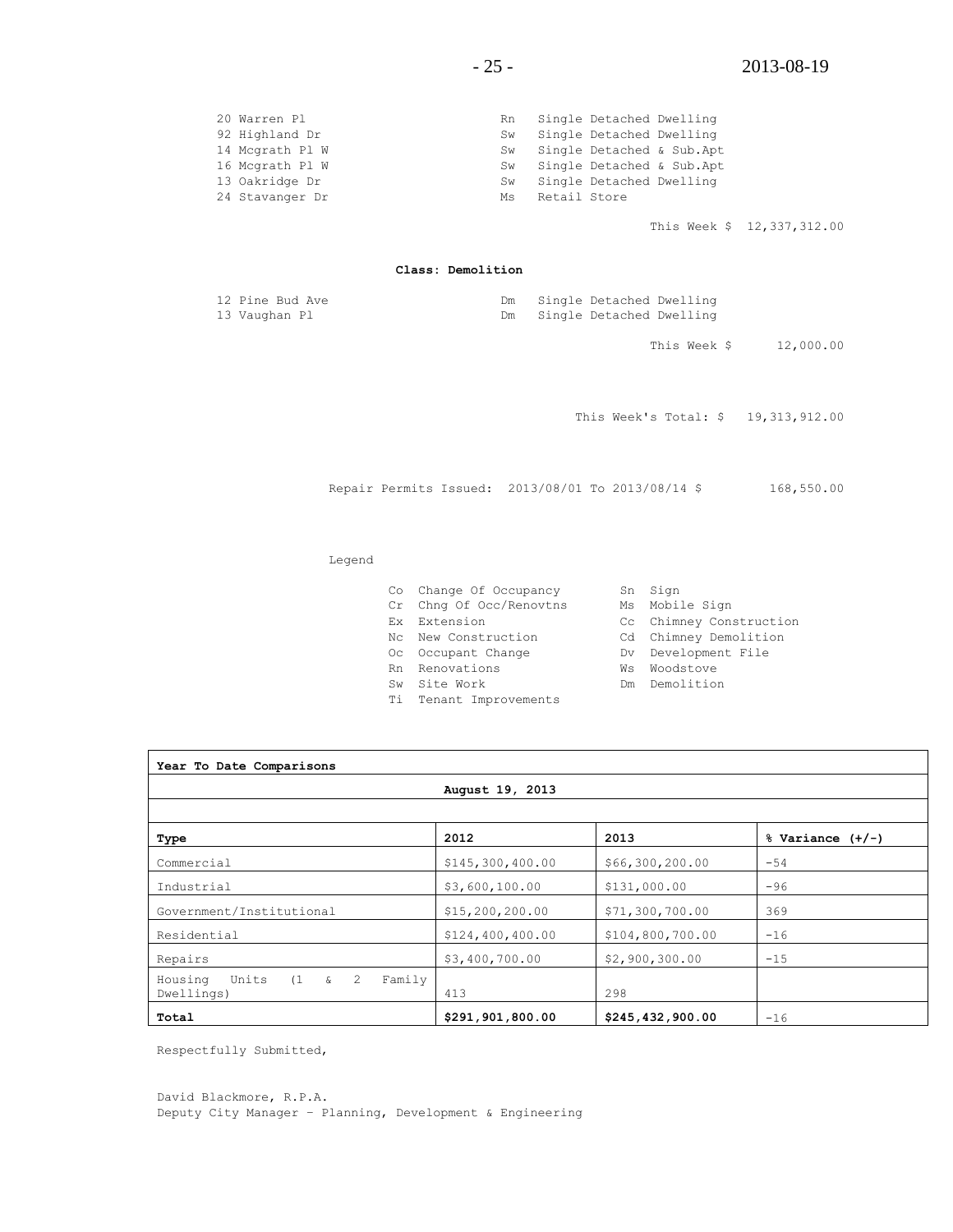| | | |
|---|---|---|
| 20 Warren Pl | Rn | Single Detached Dwelling |
| 92 Highland Dr | Sw | Single Detached Dwelling |
| 14 Mcgrath Pl W | Sw | Single Detached & Sub.Apt |
| 16 Mcgrath Pl W | Sw | Single Detached & Sub.Apt |
| 13 Oakridge Dr | Sw | Single Detached Dwelling |
| 24 Stavanger Dr | Ms | Retail Store |

This Week $ 12,337,312.00

**Class: Demolition**

| | | |
|---|---|---|
| 12 Pine Bud Ave | Dm | Single Detached Dwelling |
| 13 Vaughan Pl | Dm | Single Detached Dwelling |

This Week $ 12,000.00

This Week's Total: $ 19,313,912.00

Repair Permits Issued: 2013/08/01 To 2013/08/14 $ 168,550.00

Legend

| | | | |
|---|---|---|---|
| Co | Change Of Occupancy | Sn | Sign |
| Cr | Chng Of Occ/Renovtns | Ms | Mobile Sign |
| Ex | Extension | Cc | Chimney Construction |
| Nc | New Construction | Cd | Chimney Demolition |
| Oc | Occupant Change | Dv | Development File |
| Rn | Renovations | Ws | Woodstove |
| Sw | Site Work | Dm | Demolition |
| Ti | Tenant Improvements | | |

| Year To Date Comparisons | | | |
|---|---|---|---|
| | August 19, 2013 | | |
| **Type** | **2012** | **2013** | **% Variance (+/-)** |
| Commercial | $145,300,400.00 | $66,300,200.00 | -54 |
| Industrial | $3,600,100.00 | $131,000.00 | -96 |
| Government/Institutional | $15,200,200.00 | $71,300,700.00 | 369 |
| Residential | $124,400,400.00 | $104,800,700.00 | -16 |
| Repairs | $3,400,700.00 | $2,900,300.00 | -15 |
| Housing Units (1 & 2 Family Dwellings) | 413 | 298 | |
| **Total** | **$291,901,800.00** | **$245,432,900.00** | -16 |

Respectfully Submitted,

David Blackmore, R.P.A.
Deputy City Manager – Planning, Development & Engineering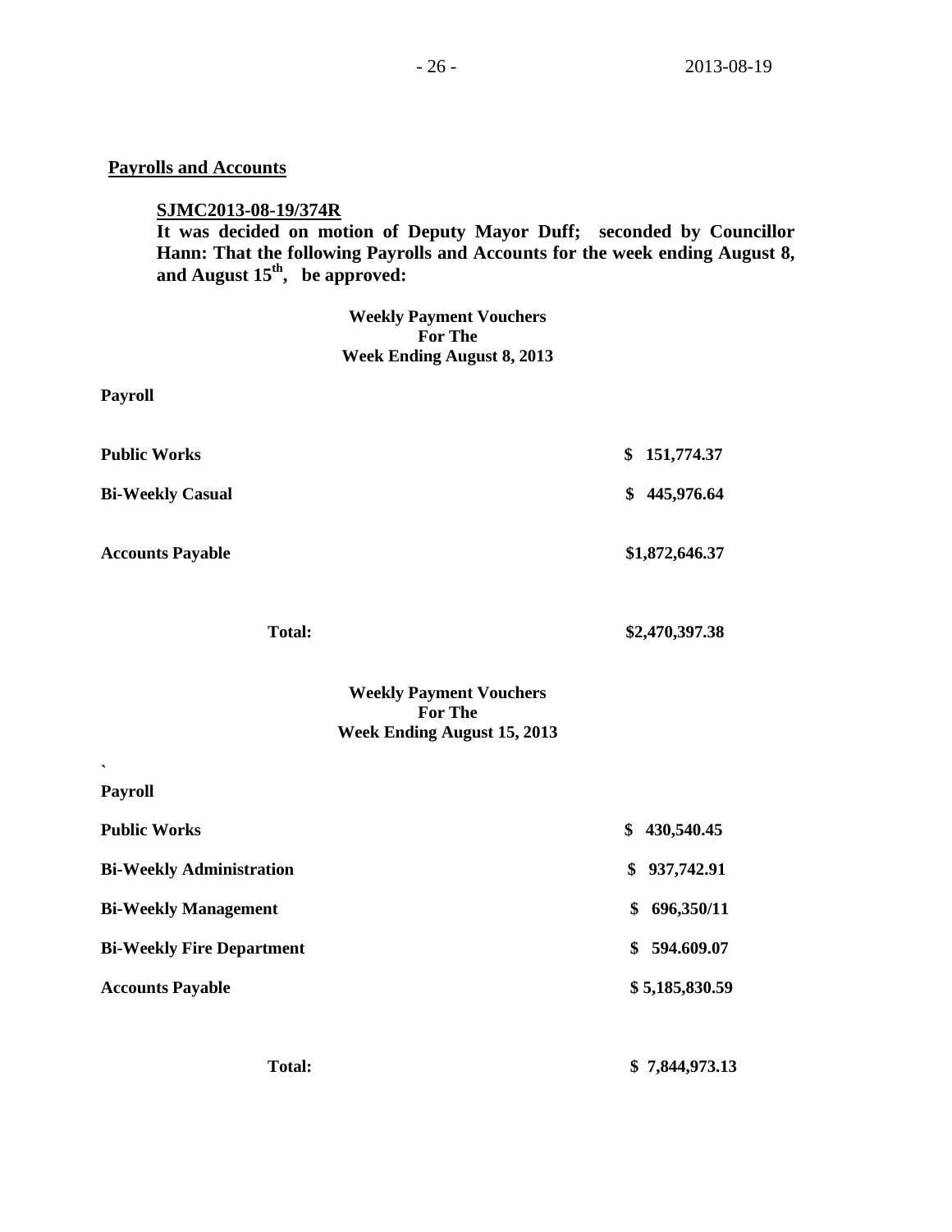## Payrolls and Accounts

**SJMC2013-08-19/374R**

**It was decided on motion of Deputy Mayor Duff; seconded by Councillor Hann: That the following Payrolls and Accounts for the week ending August 8, and August 15th, be approved:**

**Weekly Payment Vouchers**
**For The**
**Week Ending August 8, 2013**

**Payroll**

| | |
|---|---|
| **Public Works** | **$ 151,774.37** |
| **Bi-Weekly Casual** | **$ 445,976.64** |
| **Accounts Payable** | **$1,872,646.37** |
| **Total:** | **$2,470,397.38** |

**Weekly Payment Vouchers**
**For The**
**Week Ending August 15, 2013**

`

**Payroll**

| | |
|---|---|
| **Public Works** | **$ 430,540.45** |
| **Bi-Weekly Administration** | **$ 937,742.91** |
| **Bi-Weekly Management** | **$ 696,350/11** |
| **Bi-Weekly Fire Department** | **$ 594.609.07** |
| **Accounts Payable** | **$ 5,185,830.59** |
| **Total:** | **$ 7,844,973.13** |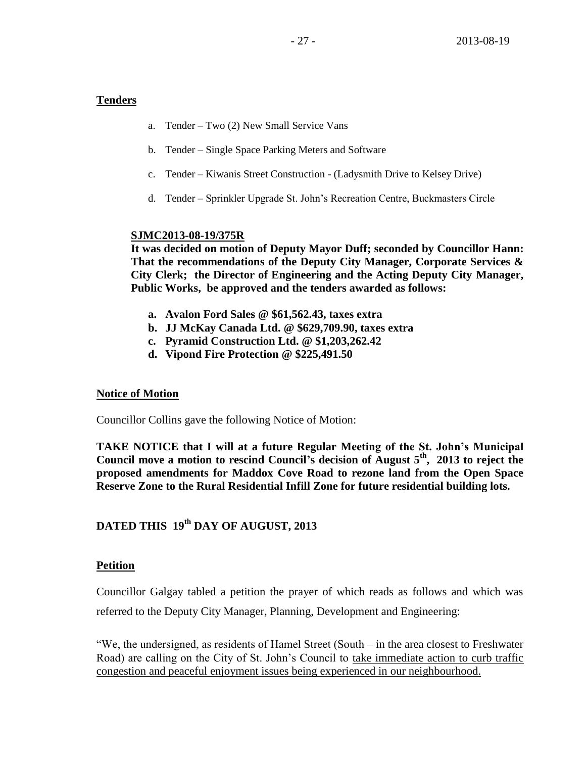**Tenders**

a. Tender – Two (2) New Small Service Vans

b. Tender – Single Space Parking Meters and Software

c. Tender – Kiwanis Street Construction - (Ladysmith Drive to Kelsey Drive)

d. Tender – Sprinkler Upgrade St. John's Recreation Centre, Buckmasters Circle

**SJMC2013-08-19/375R**

**It was decided on motion of Deputy Mayor Duff; seconded by Councillor Hann: That the recommendations of the Deputy City Manager, Corporate Services & City Clerk; the Director of Engineering and the Acting Deputy City Manager, Public Works, be approved and the tenders awarded as follows:**

**a. Avalon Ford Sales @ $61,562.43, taxes extra**
**b. JJ McKay Canada Ltd. @ $629,709.90, taxes extra**
**c. Pyramid Construction Ltd. @ $1,203,262.42**
**d. Vipond Fire Protection @ $225,491.50**

**Notice of Motion**

Councillor Collins gave the following Notice of Motion:

**TAKE NOTICE that I will at a future Regular Meeting of the St. John's Municipal Council move a motion to rescind Council's decision of August 5th, 2013 to reject the proposed amendments for Maddox Cove Road to rezone land from the Open Space Reserve Zone to the Rural Residential Infill Zone for future residential building lots.**

**DATED THIS 19th DAY OF AUGUST, 2013**

**Petition**

Councillor Galgay tabled a petition the prayer of which reads as follows and which was referred to the Deputy City Manager, Planning, Development and Engineering:

"We, the undersigned, as residents of Hamel Street (South – in the area closest to Freshwater Road) are calling on the City of St. John's Council to take immediate action to curb traffic congestion and peaceful enjoyment issues being experienced in our neighbourhood.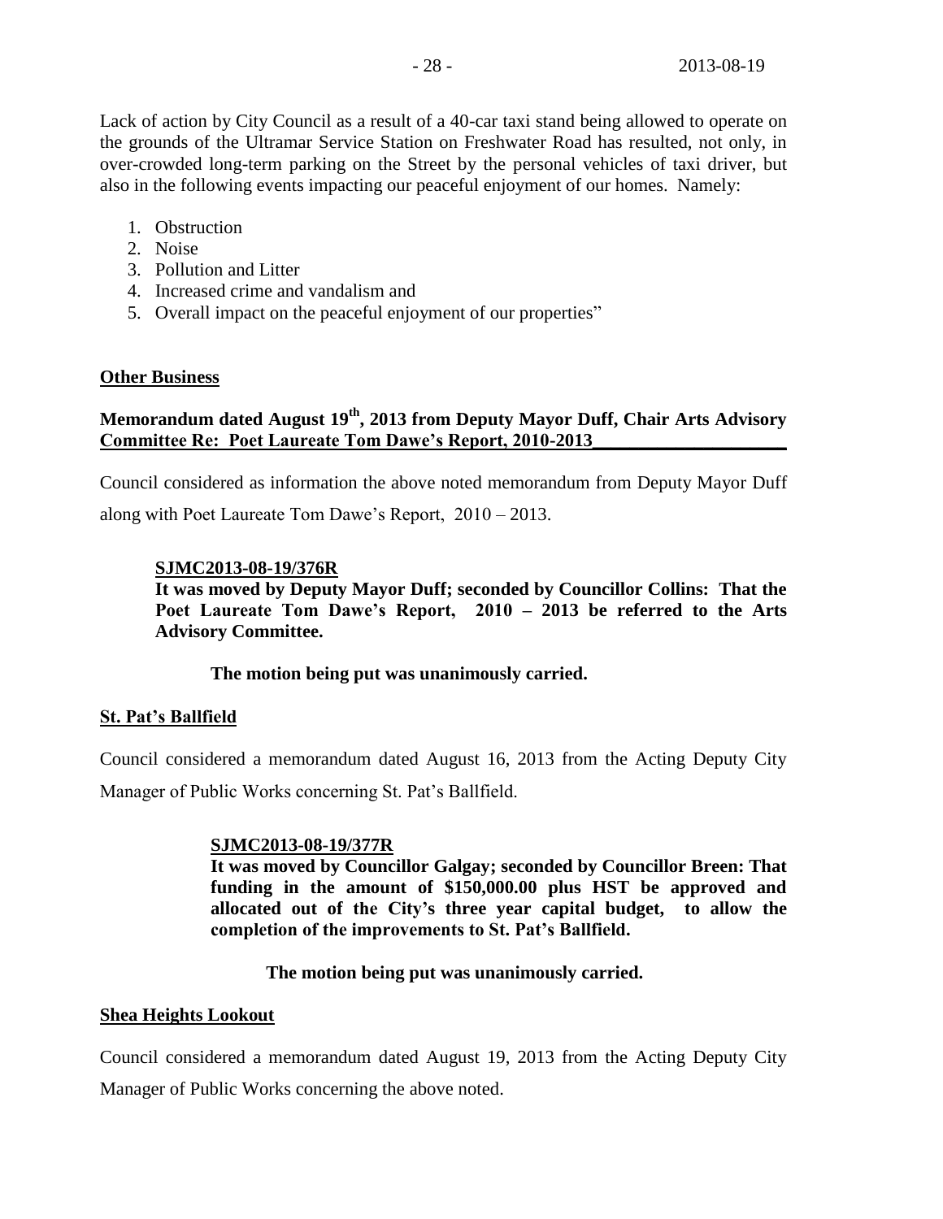Lack of action by City Council as a result of a 40-car taxi stand being allowed to operate on the grounds of the Ultramar Service Station on Freshwater Road has resulted, not only, in over-crowded long-term parking on the Street by the personal vehicles of taxi driver, but also in the following events impacting our peaceful enjoyment of our homes. Namely:

1. Obstruction
2. Noise
3. Pollution and Litter
4. Increased crime and vandalism and
5. Overall impact on the peaceful enjoyment of our properties"

## Other Business

### Memorandum dated August 19th, 2013 from Deputy Mayor Duff, Chair Arts Advisory Committee Re: Poet Laureate Tom Dawe's Report, 2010-2013

Council considered as information the above noted memorandum from Deputy Mayor Duff along with Poet Laureate Tom Dawe's Report, 2010 – 2013.

**SJMC2013-08-19/376R**

**It was moved by Deputy Mayor Duff; seconded by Councillor Collins: That the Poet Laureate Tom Dawe's Report, 2010 – 2013 be referred to the Arts Advisory Committee.**

**The motion being put was unanimously carried.**

### St. Pat's Ballfield

Council considered a memorandum dated August 16, 2013 from the Acting Deputy City Manager of Public Works concerning St. Pat's Ballfield.

**SJMC2013-08-19/377R**

**It was moved by Councillor Galgay; seconded by Councillor Breen: That funding in the amount of $150,000.00 plus HST be approved and allocated out of the City's three year capital budget, to allow the completion of the improvements to St. Pat's Ballfield.**

**The motion being put was unanimously carried.**

### Shea Heights Lookout

Council considered a memorandum dated August 19, 2013 from the Acting Deputy City Manager of Public Works concerning the above noted.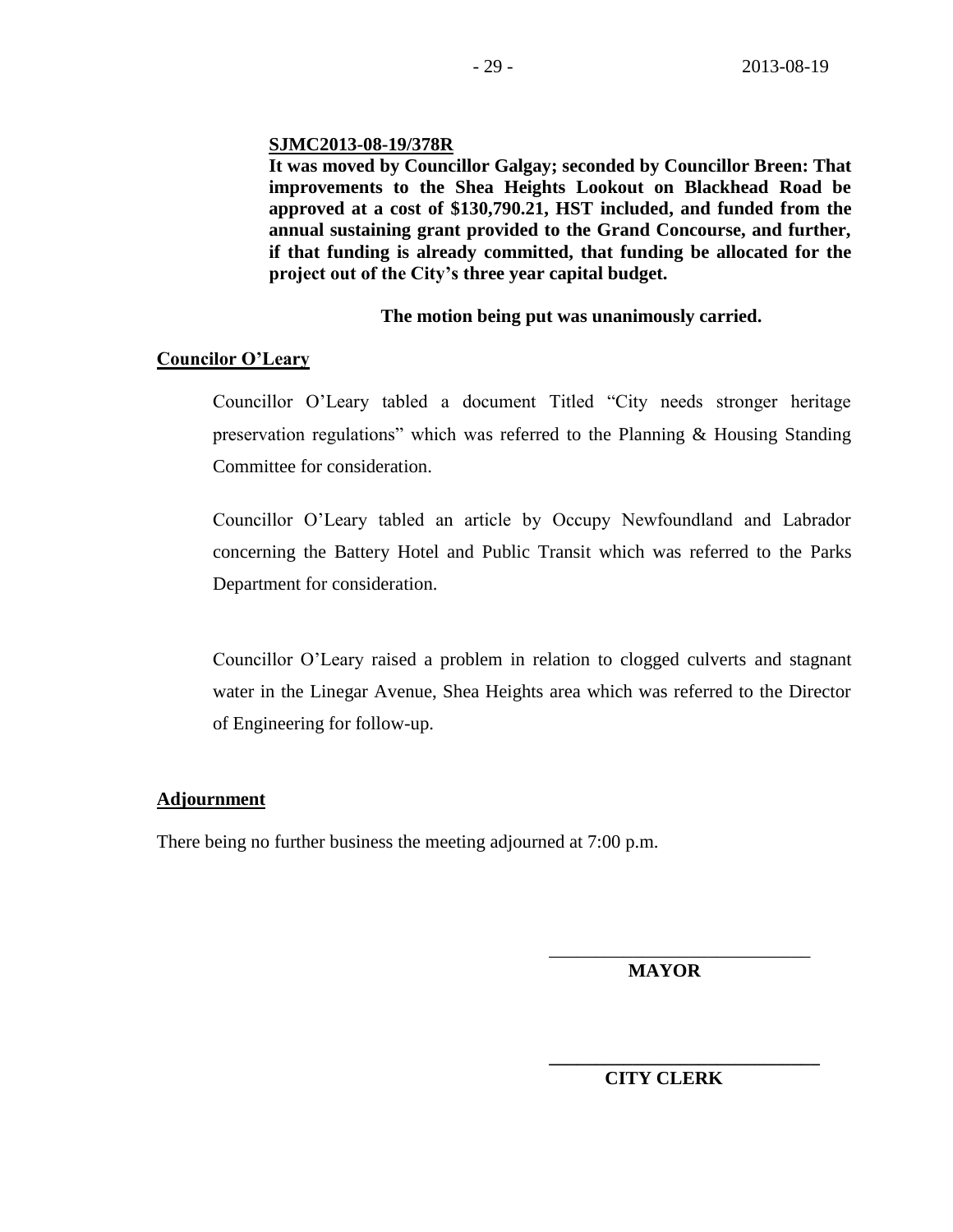**SJMC2013-08-19/378R**

**It was moved by Councillor Galgay; seconded by Councillor Breen: That improvements to the Shea Heights Lookout on Blackhead Road be approved at a cost of $130,790.21, HST included, and funded from the annual sustaining grant provided to the Grand Concourse, and further, if that funding is already committed, that funding be allocated for the project out of the City's three year capital budget.**

**The motion being put was unanimously carried.**

**Councilor O'Leary**

Councillor O'Leary tabled a document Titled "City needs stronger heritage preservation regulations" which was referred to the Planning & Housing Standing Committee for consideration.

Councillor O'Leary tabled an article by Occupy Newfoundland and Labrador concerning the Battery Hotel and Public Transit which was referred to the Parks Department for consideration.

Councillor O'Leary raised a problem in relation to clogged culverts and stagnant water in the Linegar Avenue, Shea Heights area which was referred to the Director of Engineering for follow-up.

**Adjournment**

There being no further business the meeting adjourned at 7:00 p.m.

\_\_\_\_\_\_\_\_\_\_\_\_\_\_\_\_\_\_\_\_\_\_\_\_\_\_\_\_\_\_

**MAYOR**

\_\_\_\_\_\_\_\_\_\_\_\_\_\_\_\_\_\_\_\_\_\_\_\_\_\_\_\_\_\_

**CITY CLERK**